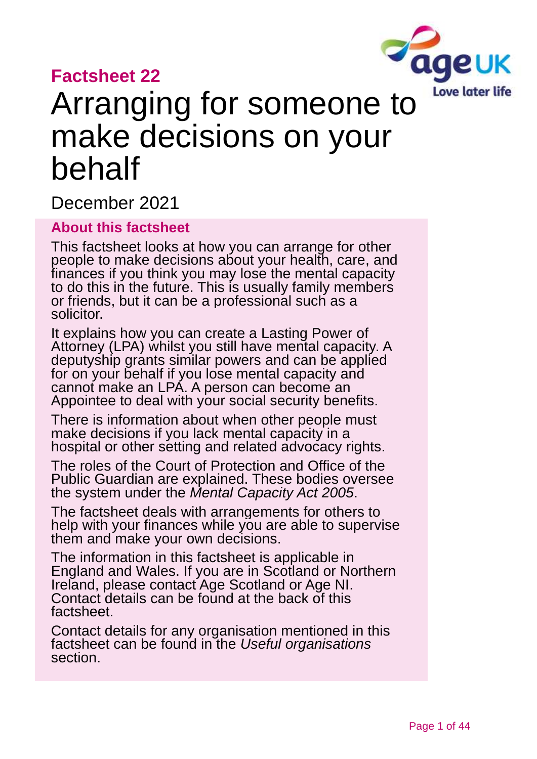**Factsheet 22**

# Arranging for someone to make decisions on your behalf

December 2021

## About this factsheet

This factsheet looks at how you can arrange for other people to make decisions about your health, care, and finances if you think you may lose the mental capacity to do this in the future. This is usually family members or friends, but it can be a professional such as a solicitor.

It explains how you can create a Lasting Power of Attorney (LPA) whilst you still have mental capacity. A deputyship grants similar powers and can be applied for on your behalf if you lose mental capacity and cannot make an LPA. A person can become an Appointee to deal with your social security benefits.

There is information about when other people must make decisions if you lack mental capacity in a hospital or other setting and related advocacy rights.

The roles of the Court of Protection and Office of the Public Guardian are explained. These bodies oversee the system under the *Mental Capacity Act 2005*.

The factsheet deals with arrangements for others to help with your finances while you are able to supervise them and make your own decisions.

The information in this factsheet is applicable in England and Wales. If you are in Scotland or Northern Ireland, please contact Age Scotland or Age NI. Contact details can be found at the back of this factsheet.

Contact details for any organisation mentioned in this factsheet can be found in the *Useful organisations* section.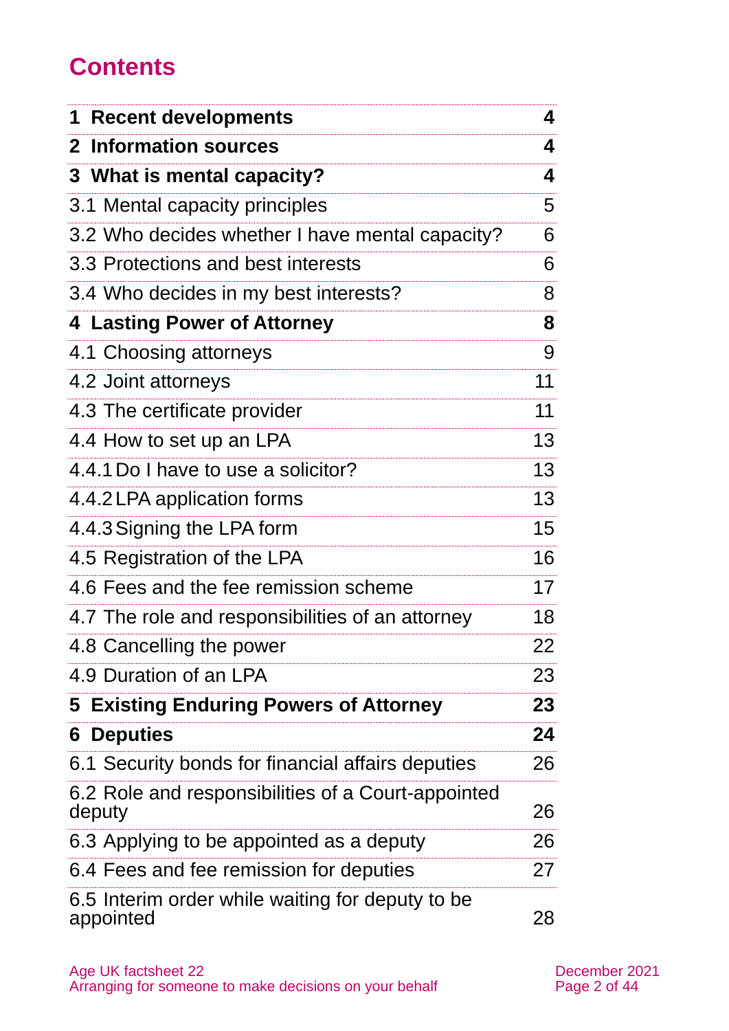# Contents

| | |
|---|---|
| **1 Recent developments** | **4** |
| **2 Information sources** | **4** |
| **3 What is mental capacity?** | **4** |
| 3.1 Mental capacity principles | 5 |
| 3.2 Who decides whether I have mental capacity? | 6 |
| 3.3 Protections and best interests | 6 |
| 3.4 Who decides in my best interests? | 8 |
| **4 Lasting Power of Attorney** | **8** |
| 4.1 Choosing attorneys | 9 |
| 4.2 Joint attorneys | 11 |
| 4.3 The certificate provider | 11 |
| 4.4 How to set up an LPA | 13 |
| 4.4.1 Do I have to use a solicitor? | 13 |
| 4.4.2 LPA application forms | 13 |
| 4.4.3 Signing the LPA form | 15 |
| 4.5 Registration of the LPA | 16 |
| 4.6 Fees and the fee remission scheme | 17 |
| 4.7 The role and responsibilities of an attorney | 18 |
| 4.8 Cancelling the power | 22 |
| 4.9 Duration of an LPA | 23 |
| **5 Existing Enduring Powers of Attorney** | **23** |
| **6 Deputies** | **24** |
| 6.1 Security bonds for financial affairs deputies | 26 |
| 6.2 Role and responsibilities of a Court-appointed deputy | 26 |
| 6.3 Applying to be appointed as a deputy | 26 |
| 6.4 Fees and fee remission for deputies | 27 |
| 6.5 Interim order while waiting for deputy to be appointed | 28 |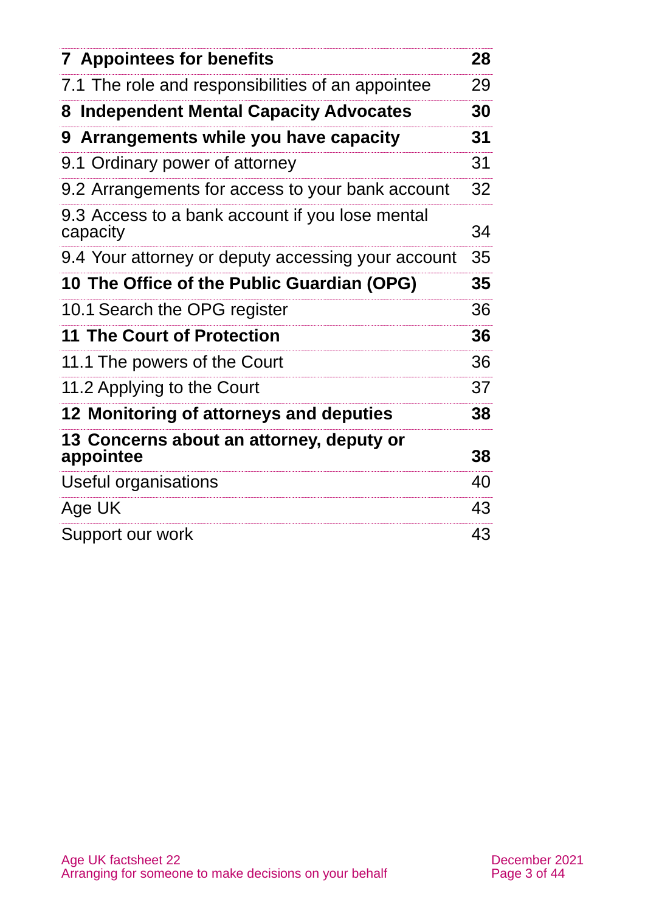| | |
|---|---|
| **7 Appointees for benefits** | **28** |
| 7.1 The role and responsibilities of an appointee | 29 |
| **8 Independent Mental Capacity Advocates** | **30** |
| **9 Arrangements while you have capacity** | **31** |
| 9.1 Ordinary power of attorney | 31 |
| 9.2 Arrangements for access to your bank account | 32 |
| 9.3 Access to a bank account if you lose mental capacity | 34 |
| 9.4 Your attorney or deputy accessing your account | 35 |
| **10 The Office of the Public Guardian (OPG)** | **35** |
| 10.1 Search the OPG register | 36 |
| **11 The Court of Protection** | **36** |
| 11.1 The powers of the Court | 36 |
| 11.2 Applying to the Court | 37 |
| **12 Monitoring of attorneys and deputies** | **38** |
| **13 Concerns about an attorney, deputy or appointee** | **38** |
| Useful organisations | 40 |
| Age UK | 43 |
| Support our work | 43 |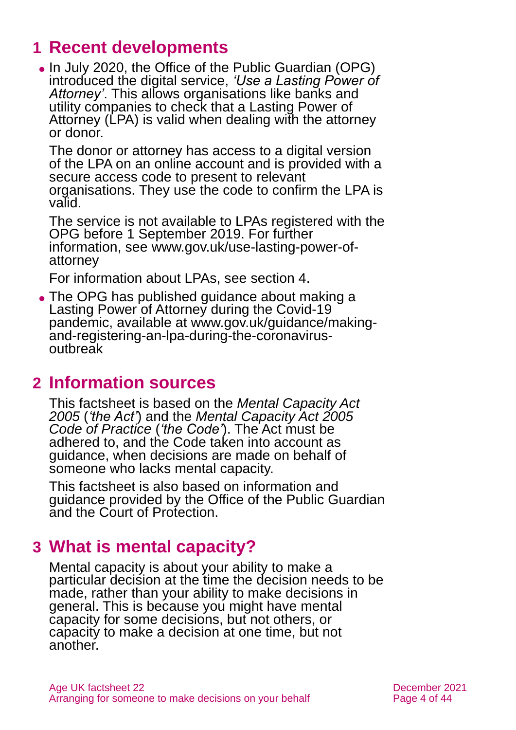## 1 Recent developments

- In July 2020, the Office of the Public Guardian (OPG) introduced the digital service, *'Use a Lasting Power of Attorney'*. This allows organisations like banks and utility companies to check that a Lasting Power of Attorney (LPA) is valid when dealing with the attorney or donor.

  The donor or attorney has access to a digital version of the LPA on an online account and is provided with a secure access code to present to relevant organisations. They use the code to confirm the LPA is valid.

  The service is not available to LPAs registered with the OPG before 1 September 2019. For further information, see www.gov.uk/use-lasting-power-of-attorney

  For information about LPAs, see section 4.

- The OPG has published guidance about making a Lasting Power of Attorney during the Covid-19 pandemic, available at www.gov.uk/guidance/making-and-registering-an-lpa-during-the-coronavirus-outbreak

## 2 Information sources

This factsheet is based on the *Mental Capacity Act 2005* (*'the Act'*) and the *Mental Capacity Act 2005 Code of Practice* (*'the Code'*). The Act must be adhered to, and the Code taken into account as guidance, when decisions are made on behalf of someone who lacks mental capacity.

This factsheet is also based on information and guidance provided by the Office of the Public Guardian and the Court of Protection.

## 3 What is mental capacity?

Mental capacity is about your ability to make a particular decision at the time the decision needs to be made, rather than your ability to make decisions in general. This is because you might have mental capacity for some decisions, but not others, or capacity to make a decision at one time, but not another.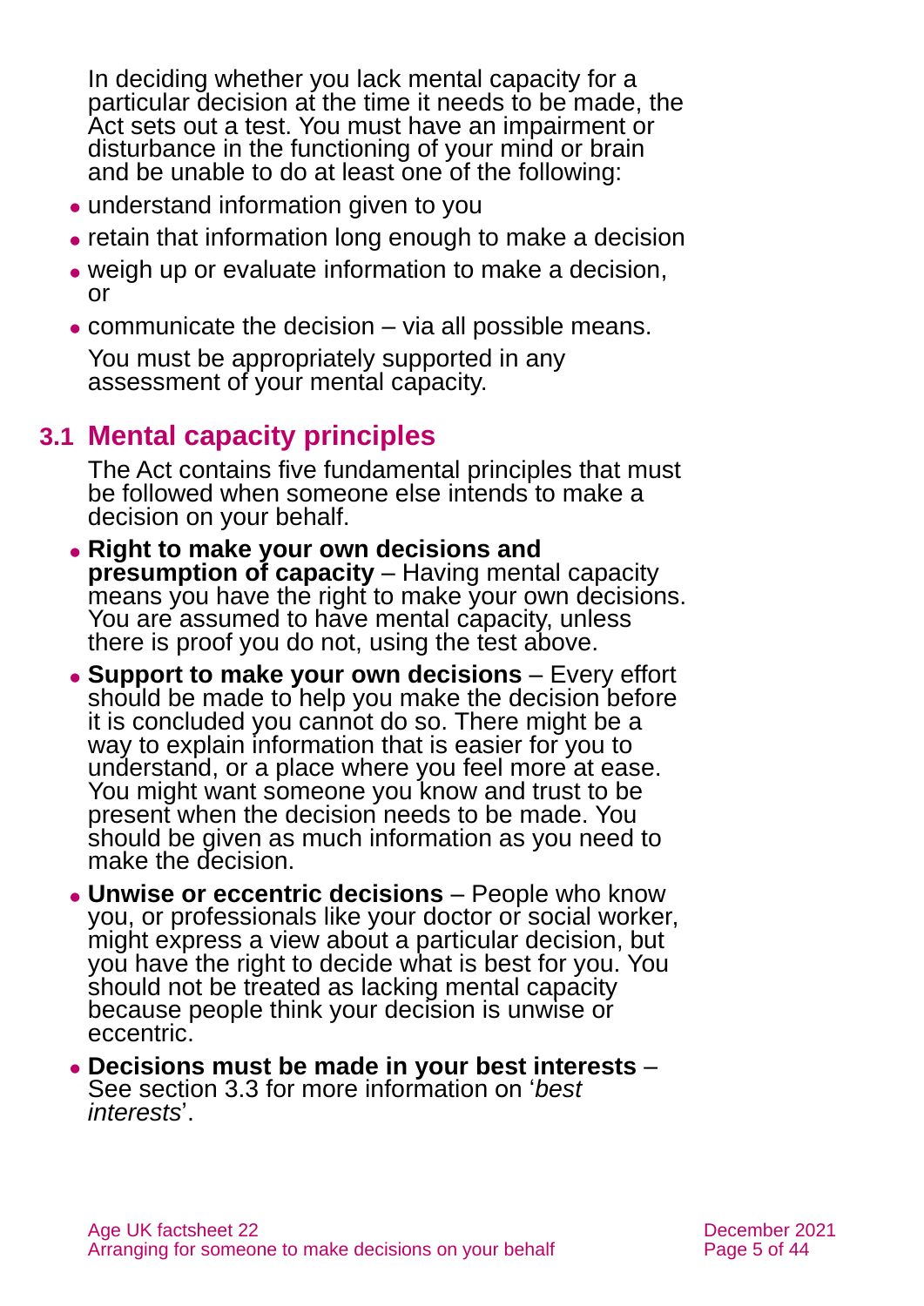In deciding whether you lack mental capacity for a particular decision at the time it needs to be made, the Act sets out a test. You must have an impairment or disturbance in the functioning of your mind or brain and be unable to do at least one of the following:

- understand information given to you
- retain that information long enough to make a decision
- weigh up or evaluate information to make a decision, or
- communicate the decision – via all possible means.

You must be appropriately supported in any assessment of your mental capacity.

## 3.1 Mental capacity principles

The Act contains five fundamental principles that must be followed when someone else intends to make a decision on your behalf.

- **Right to make your own decisions and presumption of capacity** – Having mental capacity means you have the right to make your own decisions. You are assumed to have mental capacity, unless there is proof you do not, using the test above.
- **Support to make your own decisions** – Every effort should be made to help you make the decision before it is concluded you cannot do so. There might be a way to explain information that is easier for you to understand, or a place where you feel more at ease. You might want someone you know and trust to be present when the decision needs to be made. You should be given as much information as you need to make the decision.
- **Unwise or eccentric decisions** – People who know you, or professionals like your doctor or social worker, might express a view about a particular decision, but you have the right to decide what is best for you. You should not be treated as lacking mental capacity because people think your decision is unwise or eccentric.
- **Decisions must be made in your best interests** – See section 3.3 for more information on '*best interests*'.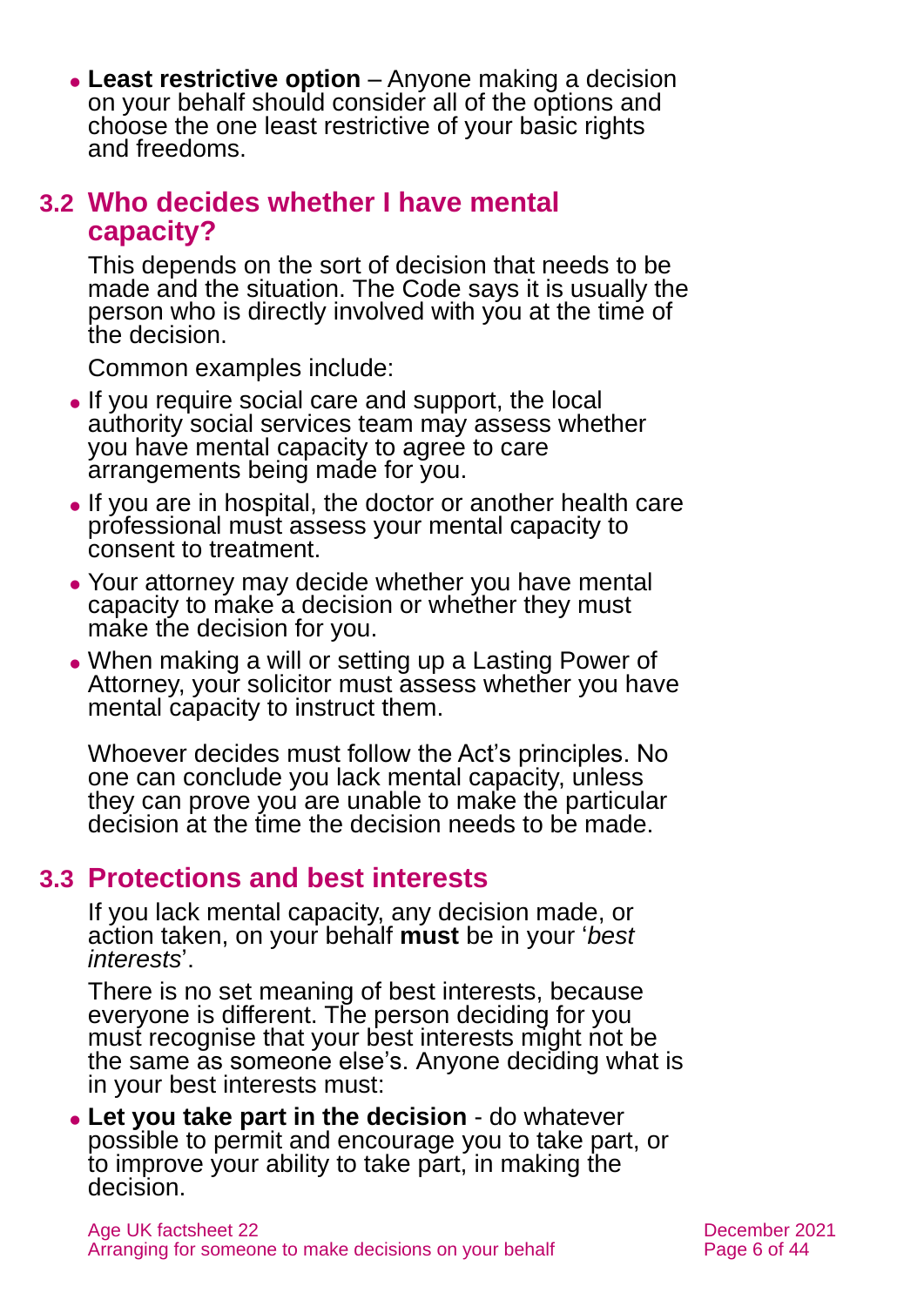- **Least restrictive option** – Anyone making a decision on your behalf should consider all of the options and choose the one least restrictive of your basic rights and freedoms.

## 3.2 Who decides whether I have mental capacity?

This depends on the sort of decision that needs to be made and the situation. The Code says it is usually the person who is directly involved with you at the time of the decision.

Common examples include:

- If you require social care and support, the local authority social services team may assess whether you have mental capacity to agree to care arrangements being made for you.
- If you are in hospital, the doctor or another health care professional must assess your mental capacity to consent to treatment.
- Your attorney may decide whether you have mental capacity to make a decision or whether they must make the decision for you.
- When making a will or setting up a Lasting Power of Attorney, your solicitor must assess whether you have mental capacity to instruct them.

Whoever decides must follow the Act's principles. No one can conclude you lack mental capacity, unless they can prove you are unable to make the particular decision at the time the decision needs to be made.

## 3.3 Protections and best interests

If you lack mental capacity, any decision made, or action taken, on your behalf **must** be in your '*best interests*'.

There is no set meaning of best interests, because everyone is different. The person deciding for you must recognise that your best interests might not be the same as someone else's. Anyone deciding what is in your best interests must:

- **Let you take part in the decision** - do whatever possible to permit and encourage you to take part, or to improve your ability to take part, in making the decision.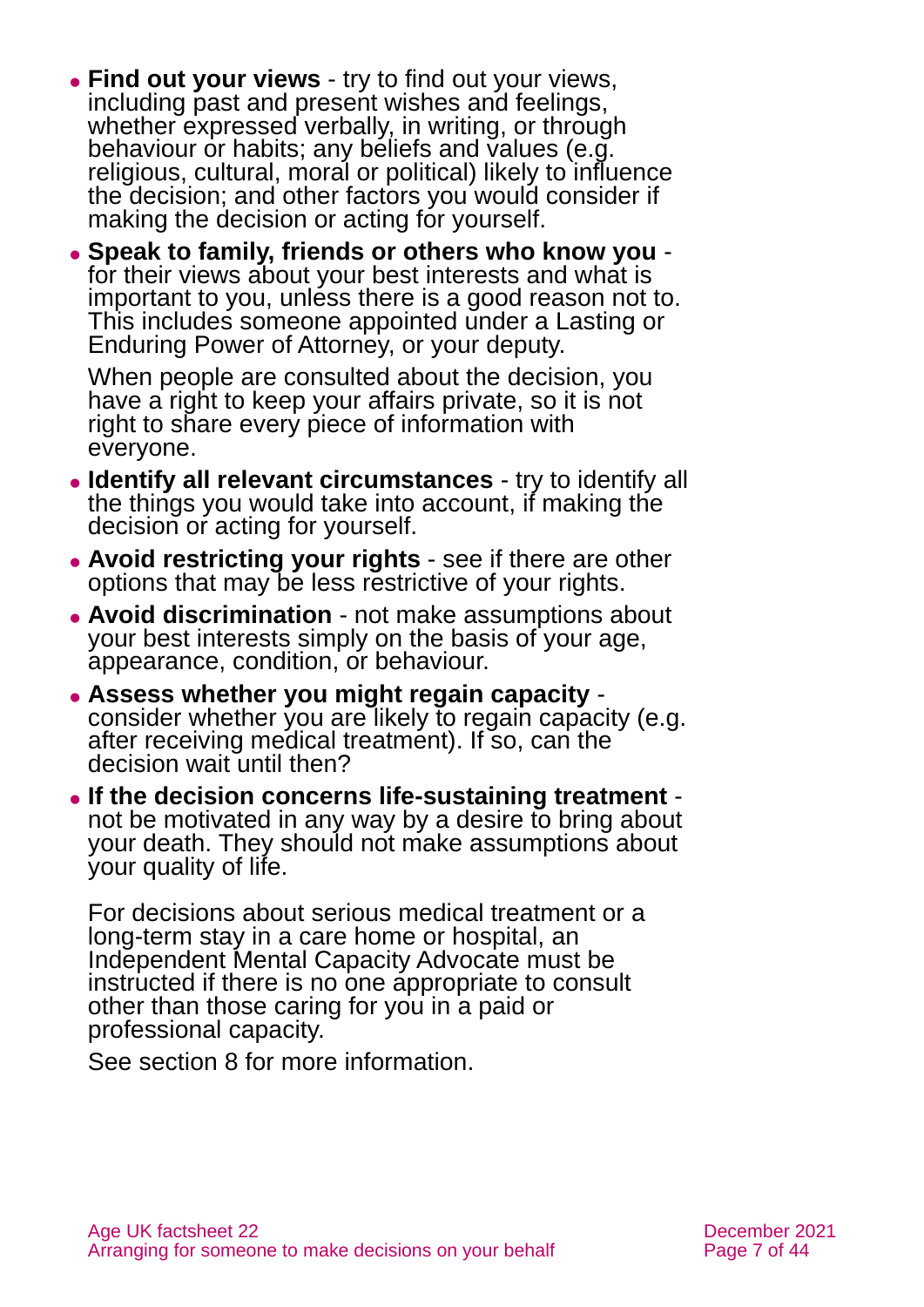- **Find out your views** - try to find out your views, including past and present wishes and feelings, whether expressed verbally, in writing, or through behaviour or habits; any beliefs and values (e.g. religious, cultural, moral or political) likely to influence the decision; and other factors you would consider if making the decision or acting for yourself.
- **Speak to family, friends or others who know you** - for their views about your best interests and what is important to you, unless there is a good reason not to. This includes someone appointed under a Lasting or Enduring Power of Attorney, or your deputy.

  When people are consulted about the decision, you have a right to keep your affairs private, so it is not right to share every piece of information with everyone.
- **Identify all relevant circumstances** - try to identify all the things you would take into account, if making the decision or acting for yourself.
- **Avoid restricting your rights** - see if there are other options that may be less restrictive of your rights.
- **Avoid discrimination** - not make assumptions about your best interests simply on the basis of your age, appearance, condition, or behaviour.
- **Assess whether you might regain capacity** - consider whether you are likely to regain capacity (e.g. after receiving medical treatment). If so, can the decision wait until then?
- **If the decision concerns life-sustaining treatment** - not be motivated in any way by a desire to bring about your death. They should not make assumptions about your quality of life.

For decisions about serious medical treatment or a long-term stay in a care home or hospital, an Independent Mental Capacity Advocate must be instructed if there is no one appropriate to consult other than those caring for you in a paid or professional capacity.

See section 8 for more information.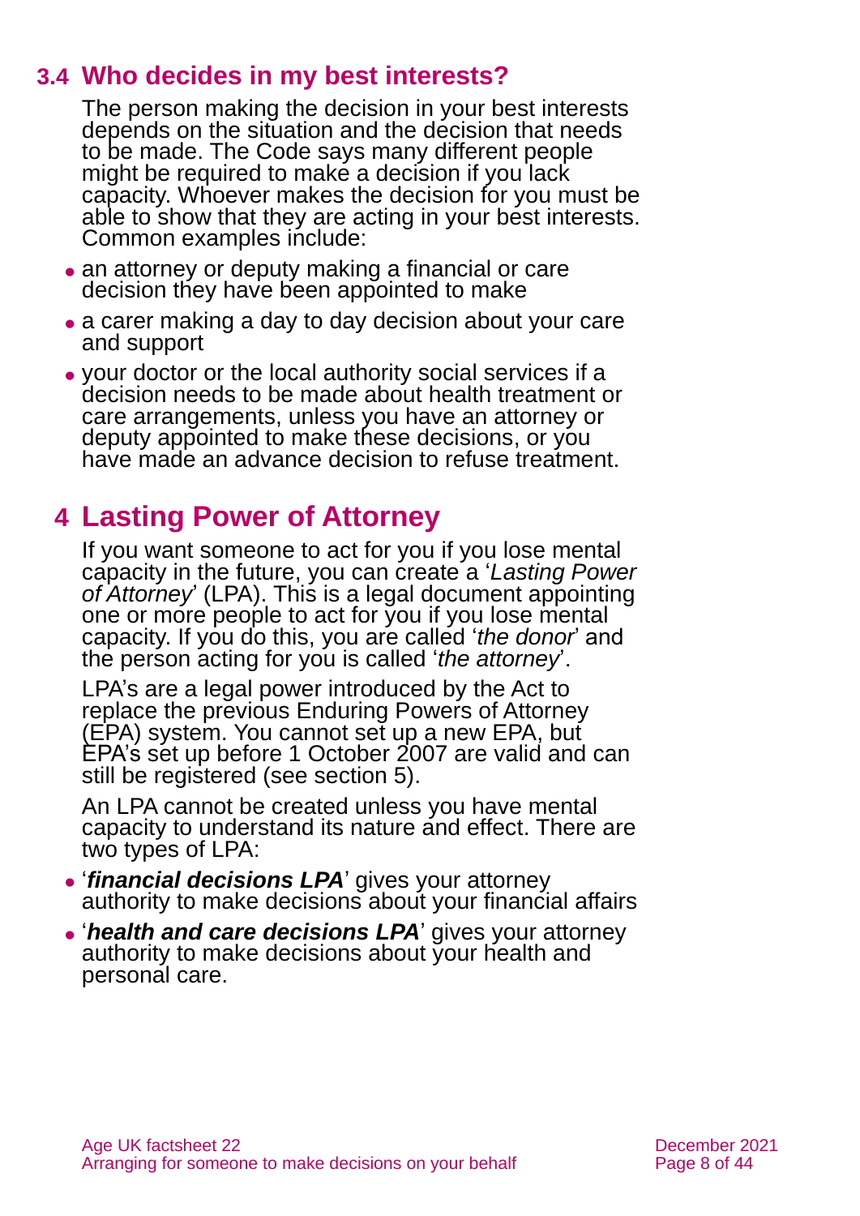### 3.4 Who decides in my best interests?

The person making the decision in your best interests depends on the situation and the decision that needs to be made. The Code says many different people might be required to make a decision if you lack capacity. Whoever makes the decision for you must be able to show that they are acting in your best interests. Common examples include:

- an attorney or deputy making a financial or care decision they have been appointed to make
- a carer making a day to day decision about your care and support
- your doctor or the local authority social services if a decision needs to be made about health treatment or care arrangements, unless you have an attorney or deputy appointed to make these decisions, or you have made an advance decision to refuse treatment.

## 4 Lasting Power of Attorney

If you want someone to act for you if you lose mental capacity in the future, you can create a '*Lasting Power of Attorney*' (LPA). This is a legal document appointing one or more people to act for you if you lose mental capacity. If you do this, you are called '*the donor*' and the person acting for you is called '*the attorney*'.

LPA's are a legal power introduced by the Act to replace the previous Enduring Powers of Attorney (EPA) system. You cannot set up a new EPA, but EPA's set up before 1 October 2007 are valid and can still be registered (see section 5).

An LPA cannot be created unless you have mental capacity to understand its nature and effect. There are two types of LPA:

- '***financial decisions LPA***' gives your attorney authority to make decisions about your financial affairs
- '***health and care decisions LPA***' gives your attorney authority to make decisions about your health and personal care.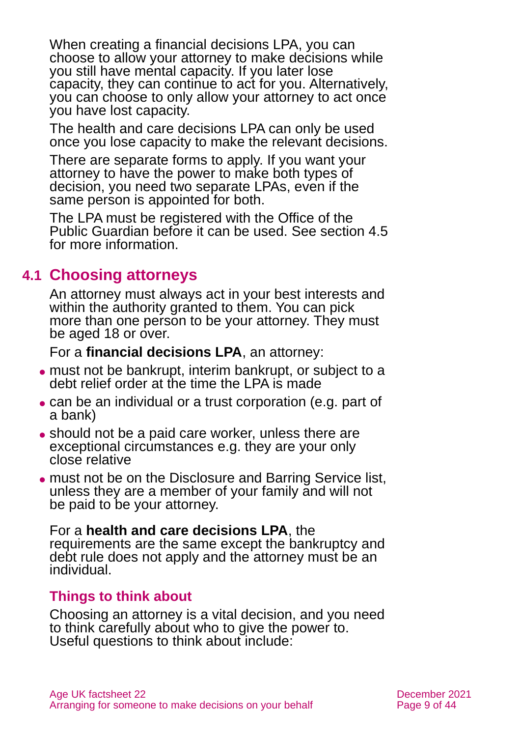When creating a financial decisions LPA, you can choose to allow your attorney to make decisions while you still have mental capacity. If you later lose capacity, they can continue to act for you. Alternatively, you can choose to only allow your attorney to act once you have lost capacity.

The health and care decisions LPA can only be used once you lose capacity to make the relevant decisions.

There are separate forms to apply. If you want your attorney to have the power to make both types of decision, you need two separate LPAs, even if the same person is appointed for both.

The LPA must be registered with the Office of the Public Guardian before it can be used. See section 4.5 for more information.

## 4.1 Choosing attorneys

An attorney must always act in your best interests and within the authority granted to them. You can pick more than one person to be your attorney. They must be aged 18 or over.

For a **financial decisions LPA**, an attorney:

- must not be bankrupt, interim bankrupt, or subject to a debt relief order at the time the LPA is made
- can be an individual or a trust corporation (e.g. part of a bank)
- should not be a paid care worker, unless there are exceptional circumstances e.g. they are your only close relative
- must not be on the Disclosure and Barring Service list, unless they are a member of your family and will not be paid to be your attorney.

For a **health and care decisions LPA**, the requirements are the same except the bankruptcy and debt rule does not apply and the attorney must be an individual.

### Things to think about

Choosing an attorney is a vital decision, and you need to think carefully about who to give the power to. Useful questions to think about include: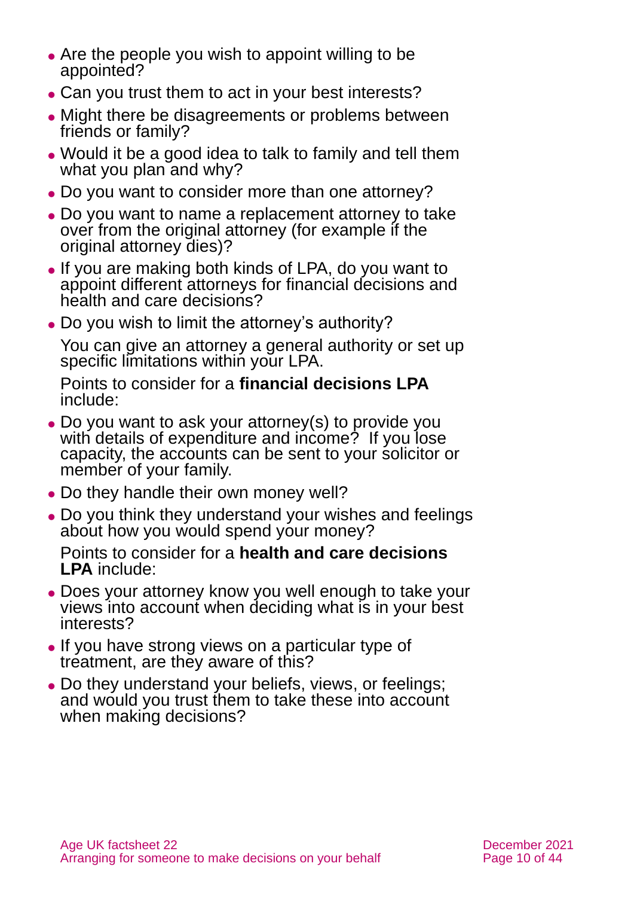- Are the people you wish to appoint willing to be appointed?
- Can you trust them to act in your best interests?
- Might there be disagreements or problems between friends or family?
- Would it be a good idea to talk to family and tell them what you plan and why?
- Do you want to consider more than one attorney?
- Do you want to name a replacement attorney to take over from the original attorney (for example if the original attorney dies)?
- If you are making both kinds of LPA, do you want to appoint different attorneys for financial decisions and health and care decisions?
- Do you wish to limit the attorney's authority?

  You can give an attorney a general authority or set up specific limitations within your LPA.

  Points to consider for a **financial decisions LPA** include:

- Do you want to ask your attorney(s) to provide you with details of expenditure and income? If you lose capacity, the accounts can be sent to your solicitor or member of your family.
- Do they handle their own money well?
- Do you think they understand your wishes and feelings about how you would spend your money?

  Points to consider for a **health and care decisions LPA** include:

- Does your attorney know you well enough to take your views into account when deciding what is in your best interests?
- If you have strong views on a particular type of treatment, are they aware of this?
- Do they understand your beliefs, views, or feelings; and would you trust them to take these into account when making decisions?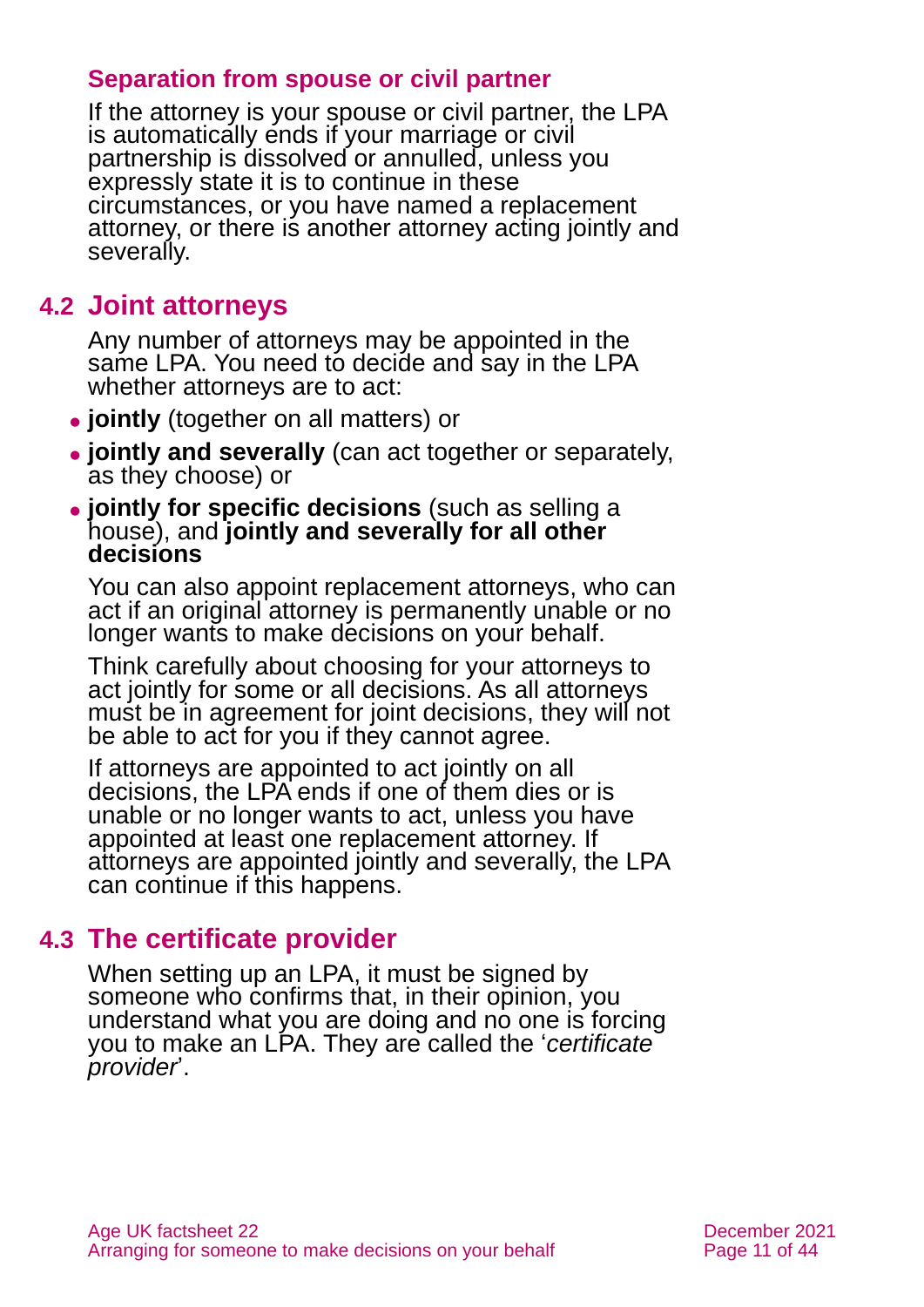### Separation from spouse or civil partner

If the attorney is your spouse or civil partner, the LPA is automatically ends if your marriage or civil partnership is dissolved or annulled, unless you expressly state it is to continue in these circumstances, or you have named a replacement attorney, or there is another attorney acting jointly and severally.

## 4.2 Joint attorneys

Any number of attorneys may be appointed in the same LPA. You need to decide and say in the LPA whether attorneys are to act:

- **jointly** (together on all matters) or
- **jointly and severally** (can act together or separately, as they choose) or
- **jointly for specific decisions** (such as selling a house), and **jointly and severally for all other decisions**

You can also appoint replacement attorneys, who can act if an original attorney is permanently unable or no longer wants to make decisions on your behalf.

Think carefully about choosing for your attorneys to act jointly for some or all decisions. As all attorneys must be in agreement for joint decisions, they will not be able to act for you if they cannot agree.

If attorneys are appointed to act jointly on all decisions, the LPA ends if one of them dies or is unable or no longer wants to act, unless you have appointed at least one replacement attorney. If attorneys are appointed jointly and severally, the LPA can continue if this happens.

## 4.3 The certificate provider

When setting up an LPA, it must be signed by someone who confirms that, in their opinion, you understand what you are doing and no one is forcing you to make an LPA. They are called the '*certificate provider*'.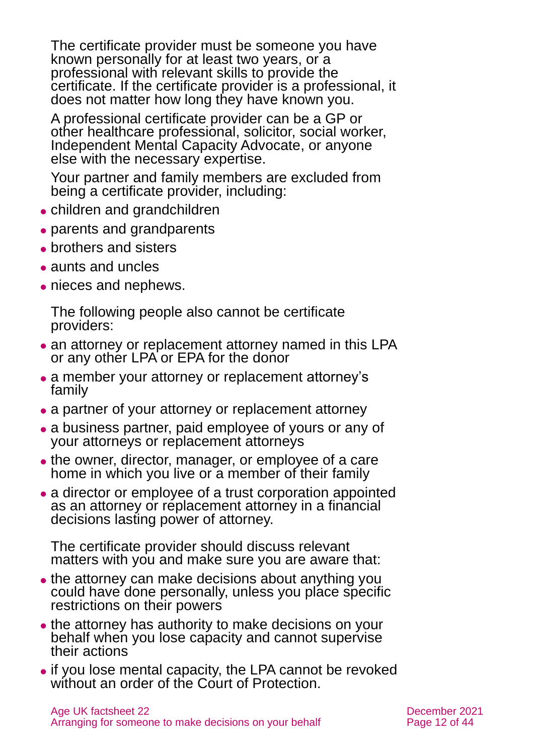The certificate provider must be someone you have known personally for at least two years, or a professional with relevant skills to provide the certificate. If the certificate provider is a professional, it does not matter how long they have known you.

A professional certificate provider can be a GP or other healthcare professional, solicitor, social worker, Independent Mental Capacity Advocate, or anyone else with the necessary expertise.

Your partner and family members are excluded from being a certificate provider, including:

- children and grandchildren
- parents and grandparents
- brothers and sisters
- aunts and uncles
- nieces and nephews.

The following people also cannot be certificate providers:

- an attorney or replacement attorney named in this LPA or any other LPA or EPA for the donor
- a member your attorney or replacement attorney's family
- a partner of your attorney or replacement attorney
- a business partner, paid employee of yours or any of your attorneys or replacement attorneys
- the owner, director, manager, or employee of a care home in which you live or a member of their family
- a director or employee of a trust corporation appointed as an attorney or replacement attorney in a financial decisions lasting power of attorney.

The certificate provider should discuss relevant matters with you and make sure you are aware that:

- the attorney can make decisions about anything you could have done personally, unless you place specific restrictions on their powers
- the attorney has authority to make decisions on your behalf when you lose capacity and cannot supervise their actions
- if you lose mental capacity, the LPA cannot be revoked without an order of the Court of Protection.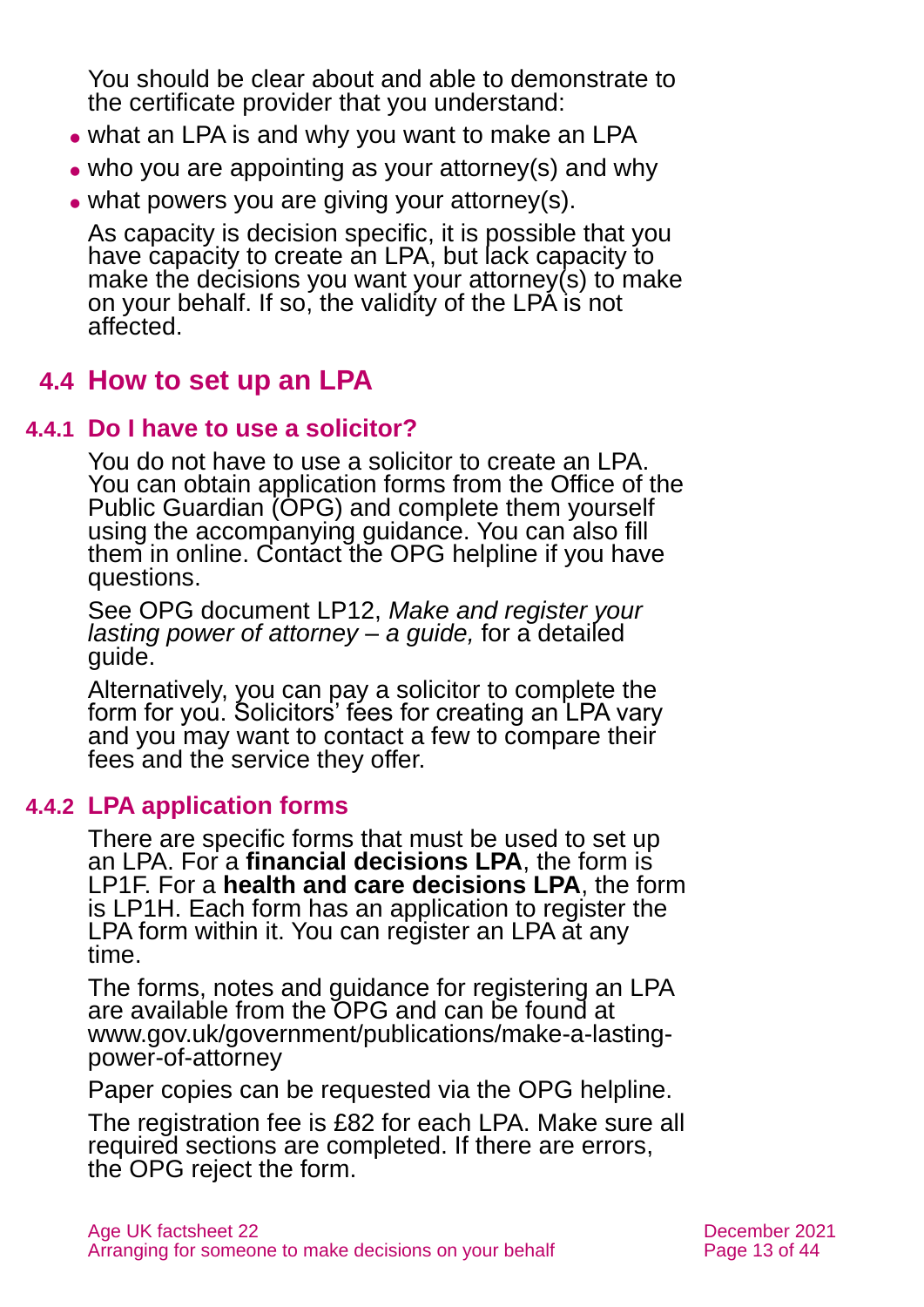You should be clear about and able to demonstrate to the certificate provider that you understand:

- what an LPA is and why you want to make an LPA
- who you are appointing as your attorney(s) and why
- what powers you are giving your attorney(s).

As capacity is decision specific, it is possible that you have capacity to create an LPA, but lack capacity to make the decisions you want your attorney(s) to make on your behalf. If so, the validity of the LPA is not affected.

## 4.4 How to set up an LPA

### 4.4.1 Do I have to use a solicitor?

You do not have to use a solicitor to create an LPA. You can obtain application forms from the Office of the Public Guardian (OPG) and complete them yourself using the accompanying guidance. You can also fill them in online. Contact the OPG helpline if you have questions.

See OPG document LP12, *Make and register your lasting power of attorney – a guide,* for a detailed guide.

Alternatively, you can pay a solicitor to complete the form for you. Solicitors' fees for creating an LPA vary and you may want to contact a few to compare their fees and the service they offer.

### 4.4.2 LPA application forms

There are specific forms that must be used to set up an LPA. For a **financial decisions LPA**, the form is LP1F. For a **health and care decisions LPA**, the form is LP1H. Each form has an application to register the LPA form within it. You can register an LPA at any time.

The forms, notes and guidance for registering an LPA are available from the OPG and can be found at www.gov.uk/government/publications/make-a-lasting-power-of-attorney

Paper copies can be requested via the OPG helpline.

The registration fee is £82 for each LPA. Make sure all required sections are completed. If there are errors, the OPG reject the form.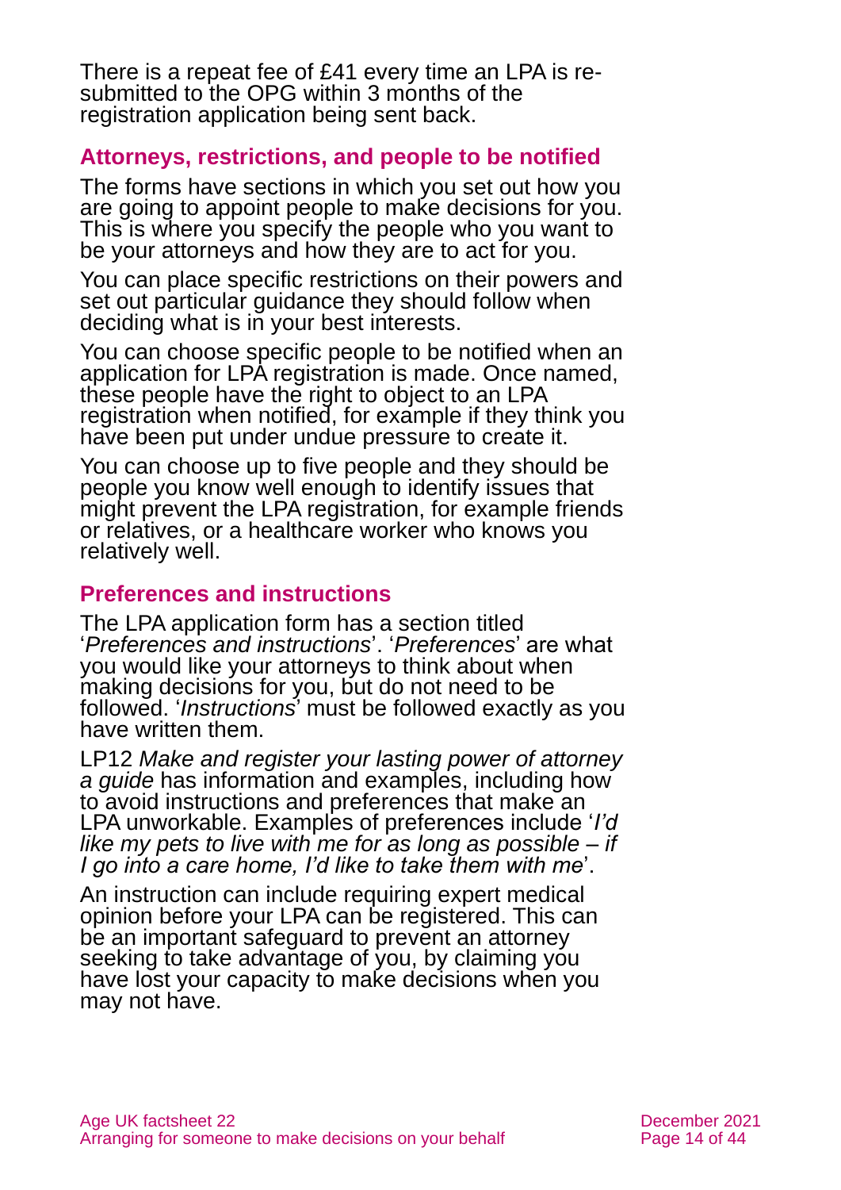There is a repeat fee of £41 every time an LPA is re-submitted to the OPG within 3 months of the registration application being sent back.

## Attorneys, restrictions, and people to be notified

The forms have sections in which you set out how you are going to appoint people to make decisions for you. This is where you specify the people who you want to be your attorneys and how they are to act for you.

You can place specific restrictions on their powers and set out particular guidance they should follow when deciding what is in your best interests.

You can choose specific people to be notified when an application for LPA registration is made. Once named, these people have the right to object to an LPA registration when notified, for example if they think you have been put under undue pressure to create it.

You can choose up to five people and they should be people you know well enough to identify issues that might prevent the LPA registration, for example friends or relatives, or a healthcare worker who knows you relatively well.

## Preferences and instructions

The LPA application form has a section titled '*Preferences and instructions*'. '*Preferences*' are what you would like your attorneys to think about when making decisions for you, but do not need to be followed. '*Instructions*' must be followed exactly as you have written them.

LP12 *Make and register your lasting power of attorney a guide* has information and examples, including how to avoid instructions and preferences that make an LPA unworkable. Examples of preferences include '*I'd like my pets to live with me for as long as possible – if I go into a care home, I'd like to take them with me*'.

An instruction can include requiring expert medical opinion before your LPA can be registered. This can be an important safeguard to prevent an attorney seeking to take advantage of you, by claiming you have lost your capacity to make decisions when you may not have.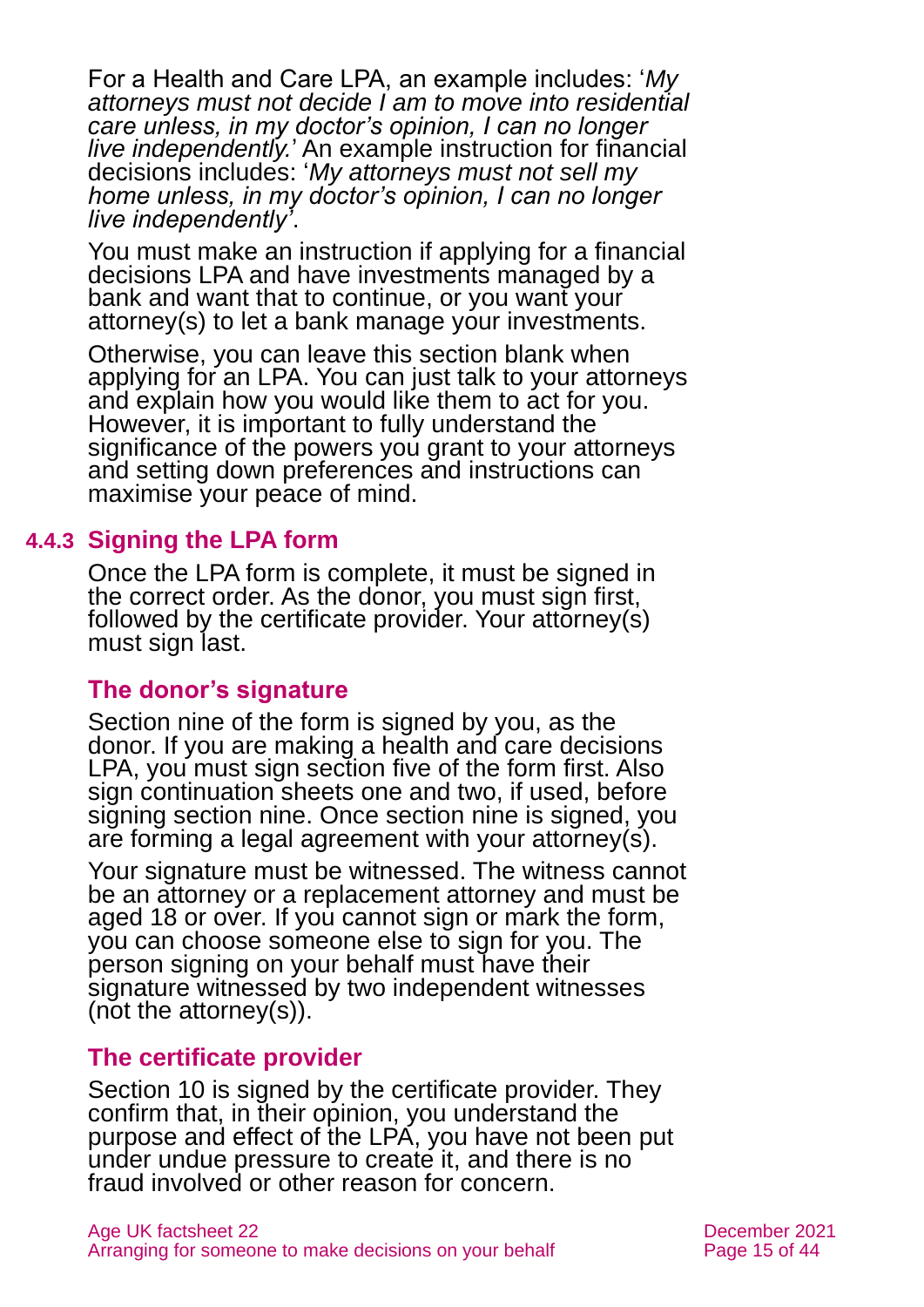For a Health and Care LPA, an example includes: '*My attorneys must not decide I am to move into residential care unless, in my doctor's opinion, I can no longer live independently.*' An example instruction for financial decisions includes: '*My attorneys must not sell my home unless, in my doctor's opinion, I can no longer live independently*'.

You must make an instruction if applying for a financial decisions LPA and have investments managed by a bank and want that to continue, or you want your attorney(s) to let a bank manage your investments.

Otherwise, you can leave this section blank when applying for an LPA. You can just talk to your attorneys and explain how you would like them to act for you. However, it is important to fully understand the significance of the powers you grant to your attorneys and setting down preferences and instructions can maximise your peace of mind.

### 4.4.3 Signing the LPA form

Once the LPA form is complete, it must be signed in the correct order. As the donor, you must sign first, followed by the certificate provider. Your attorney(s) must sign last.

#### The donor's signature

Section nine of the form is signed by you, as the donor. If you are making a health and care decisions LPA, you must sign section five of the form first. Also sign continuation sheets one and two, if used, before signing section nine. Once section nine is signed, you are forming a legal agreement with your attorney(s).

Your signature must be witnessed. The witness cannot be an attorney or a replacement attorney and must be aged 18 or over. If you cannot sign or mark the form, you can choose someone else to sign for you. The person signing on your behalf must have their signature witnessed by two independent witnesses (not the attorney(s)).

#### The certificate provider

Section 10 is signed by the certificate provider. They confirm that, in their opinion, you understand the purpose and effect of the LPA, you have not been put under undue pressure to create it, and there is no fraud involved or other reason for concern.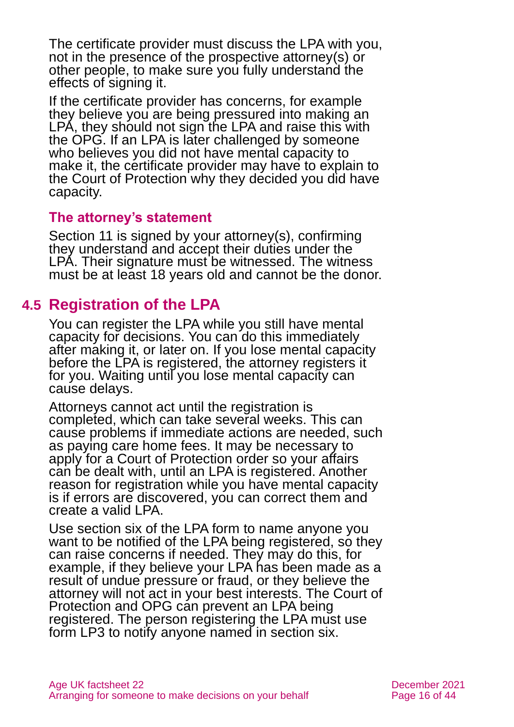The certificate provider must discuss the LPA with you, not in the presence of the prospective attorney(s) or other people, to make sure you fully understand the effects of signing it.

If the certificate provider has concerns, for example they believe you are being pressured into making an LPA, they should not sign the LPA and raise this with the OPG. If an LPA is later challenged by someone who believes you did not have mental capacity to make it, the certificate provider may have to explain to the Court of Protection why they decided you did have capacity.

### The attorney's statement

Section 11 is signed by your attorney(s), confirming they understand and accept their duties under the LPA. Their signature must be witnessed. The witness must be at least 18 years old and cannot be the donor.

## 4.5 Registration of the LPA

You can register the LPA while you still have mental capacity for decisions. You can do this immediately after making it, or later on. If you lose mental capacity before the LPA is registered, the attorney registers it for you. Waiting until you lose mental capacity can cause delays.

Attorneys cannot act until the registration is completed, which can take several weeks. This can cause problems if immediate actions are needed, such as paying care home fees. It may be necessary to apply for a Court of Protection order so your affairs can be dealt with, until an LPA is registered. Another reason for registration while you have mental capacity is if errors are discovered, you can correct them and create a valid LPA.

Use section six of the LPA form to name anyone you want to be notified of the LPA being registered, so they can raise concerns if needed. They may do this, for example, if they believe your LPA has been made as a result of undue pressure or fraud, or they believe the attorney will not act in your best interests. The Court of Protection and OPG can prevent an LPA being registered. The person registering the LPA must use form LP3 to notify anyone named in section six.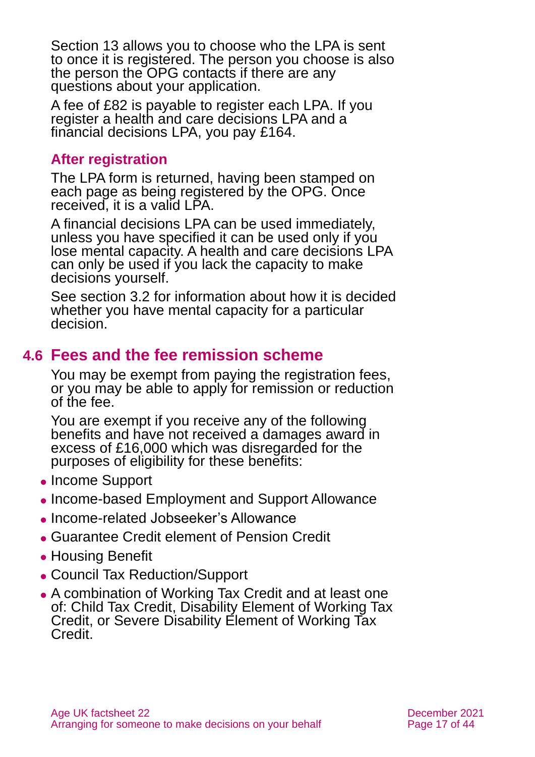Section 13 allows you to choose who the LPA is sent to once it is registered. The person you choose is also the person the OPG contacts if there are any questions about your application.

A fee of £82 is payable to register each LPA. If you register a health and care decisions LPA and a financial decisions LPA, you pay £164.

### After registration

The LPA form is returned, having been stamped on each page as being registered by the OPG. Once received, it is a valid LPA.

A financial decisions LPA can be used immediately, unless you have specified it can be used only if you lose mental capacity. A health and care decisions LPA can only be used if you lack the capacity to make decisions yourself.

See section 3.2 for information about how it is decided whether you have mental capacity for a particular decision.

## 4.6 Fees and the fee remission scheme

You may be exempt from paying the registration fees, or you may be able to apply for remission or reduction of the fee.

You are exempt if you receive any of the following benefits and have not received a damages award in excess of £16,000 which was disregarded for the purposes of eligibility for these benefits:

- Income Support
- Income-based Employment and Support Allowance
- Income-related Jobseeker's Allowance
- Guarantee Credit element of Pension Credit
- Housing Benefit
- Council Tax Reduction/Support
- A combination of Working Tax Credit and at least one of: Child Tax Credit, Disability Element of Working Tax Credit, or Severe Disability Element of Working Tax Credit.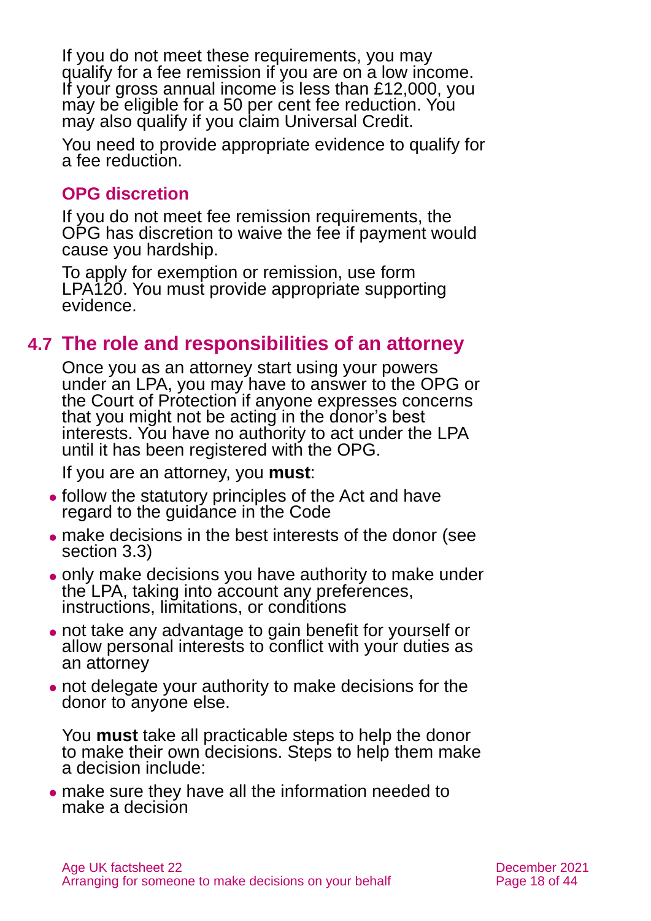If you do not meet these requirements, you may qualify for a fee remission if you are on a low income. If your gross annual income is less than £12,000, you may be eligible for a 50 per cent fee reduction. You may also qualify if you claim Universal Credit.

You need to provide appropriate evidence to qualify for a fee reduction.

### OPG discretion

If you do not meet fee remission requirements, the OPG has discretion to waive the fee if payment would cause you hardship.

To apply for exemption or remission, use form LPA120. You must provide appropriate supporting evidence.

## 4.7 The role and responsibilities of an attorney

Once you as an attorney start using your powers under an LPA, you may have to answer to the OPG or the Court of Protection if anyone expresses concerns that you might not be acting in the donor's best interests. You have no authority to act under the LPA until it has been registered with the OPG.

If you are an attorney, you **must**:

- follow the statutory principles of the Act and have regard to the guidance in the Code
- make decisions in the best interests of the donor (see section 3.3)
- only make decisions you have authority to make under the LPA, taking into account any preferences, instructions, limitations, or conditions
- not take any advantage to gain benefit for yourself or allow personal interests to conflict with your duties as an attorney
- not delegate your authority to make decisions for the donor to anyone else.

You **must** take all practicable steps to help the donor to make their own decisions. Steps to help them make a decision include:

- make sure they have all the information needed to make a decision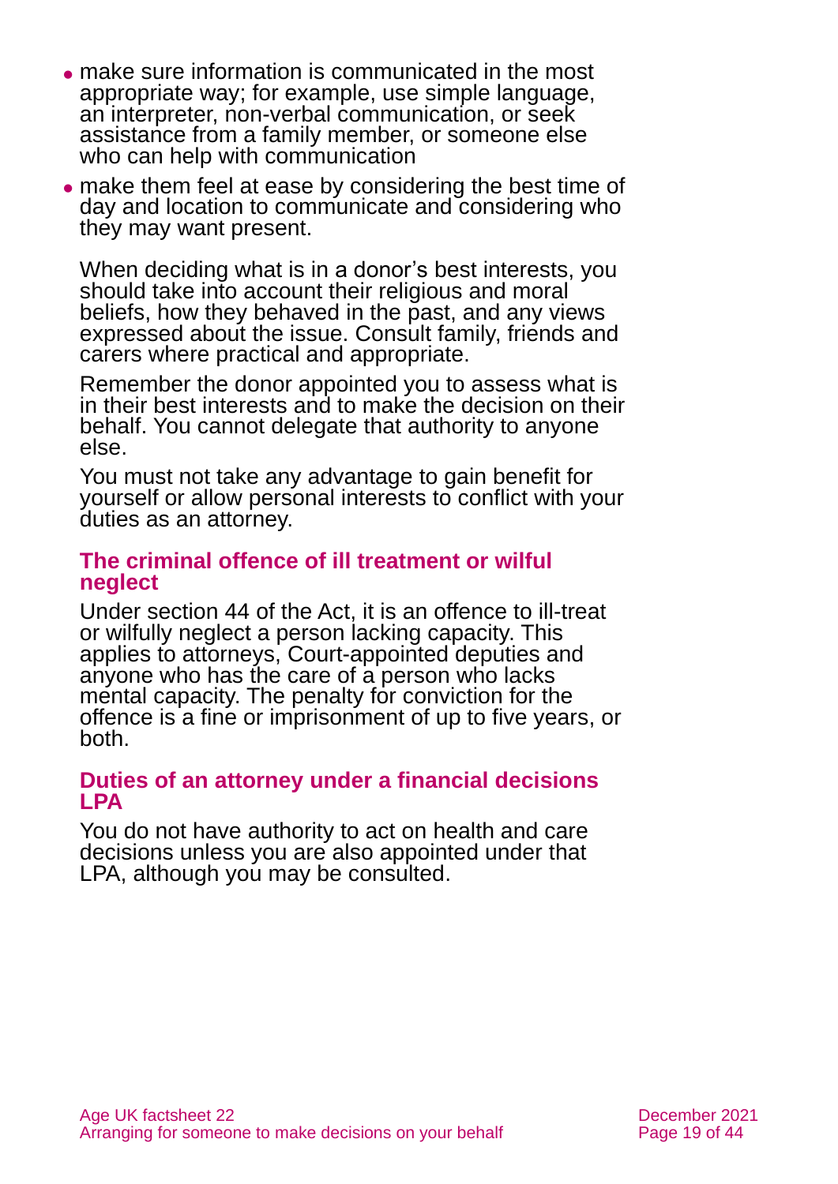- make sure information is communicated in the most appropriate way; for example, use simple language, an interpreter, non-verbal communication, or seek assistance from a family member, or someone else who can help with communication
- make them feel at ease by considering the best time of day and location to communicate and considering who they may want present.

When deciding what is in a donor's best interests, you should take into account their religious and moral beliefs, how they behaved in the past, and any views expressed about the issue. Consult family, friends and carers where practical and appropriate.

Remember the donor appointed you to assess what is in their best interests and to make the decision on their behalf. You cannot delegate that authority to anyone else.

You must not take any advantage to gain benefit for yourself or allow personal interests to conflict with your duties as an attorney.

### The criminal offence of ill treatment or wilful neglect

Under section 44 of the Act, it is an offence to ill-treat or wilfully neglect a person lacking capacity. This applies to attorneys, Court-appointed deputies and anyone who has the care of a person who lacks mental capacity. The penalty for conviction for the offence is a fine or imprisonment of up to five years, or both.

### Duties of an attorney under a financial decisions LPA

You do not have authority to act on health and care decisions unless you are also appointed under that LPA, although you may be consulted.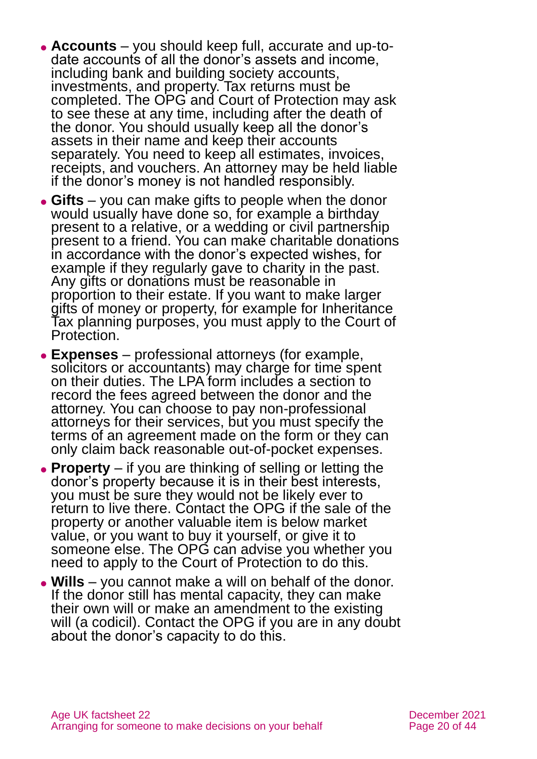- **Accounts** – you should keep full, accurate and up-to-date accounts of all the donor's assets and income, including bank and building society accounts, investments, and property. Tax returns must be completed. The OPG and Court of Protection may ask to see these at any time, including after the death of the donor. You should usually keep all the donor's assets in their name and keep their accounts separately. You need to keep all estimates, invoices, receipts, and vouchers. An attorney may be held liable if the donor's money is not handled responsibly.
- **Gifts** – you can make gifts to people when the donor would usually have done so, for example a birthday present to a relative, or a wedding or civil partnership present to a friend. You can make charitable donations in accordance with the donor's expected wishes, for example if they regularly gave to charity in the past. Any gifts or donations must be reasonable in proportion to their estate. If you want to make larger gifts of money or property, for example for Inheritance Tax planning purposes, you must apply to the Court of Protection.
- **Expenses** – professional attorneys (for example, solicitors or accountants) may charge for time spent on their duties. The LPA form includes a section to record the fees agreed between the donor and the attorney. You can choose to pay non-professional attorneys for their services, but you must specify the terms of an agreement made on the form or they can only claim back reasonable out-of-pocket expenses.
- **Property** – if you are thinking of selling or letting the donor's property because it is in their best interests, you must be sure they would not be likely ever to return to live there. Contact the OPG if the sale of the property or another valuable item is below market value, or you want to buy it yourself, or give it to someone else. The OPG can advise you whether you need to apply to the Court of Protection to do this.
- **Wills** – you cannot make a will on behalf of the donor. If the donor still has mental capacity, they can make their own will or make an amendment to the existing will (a codicil). Contact the OPG if you are in any doubt about the donor's capacity to do this.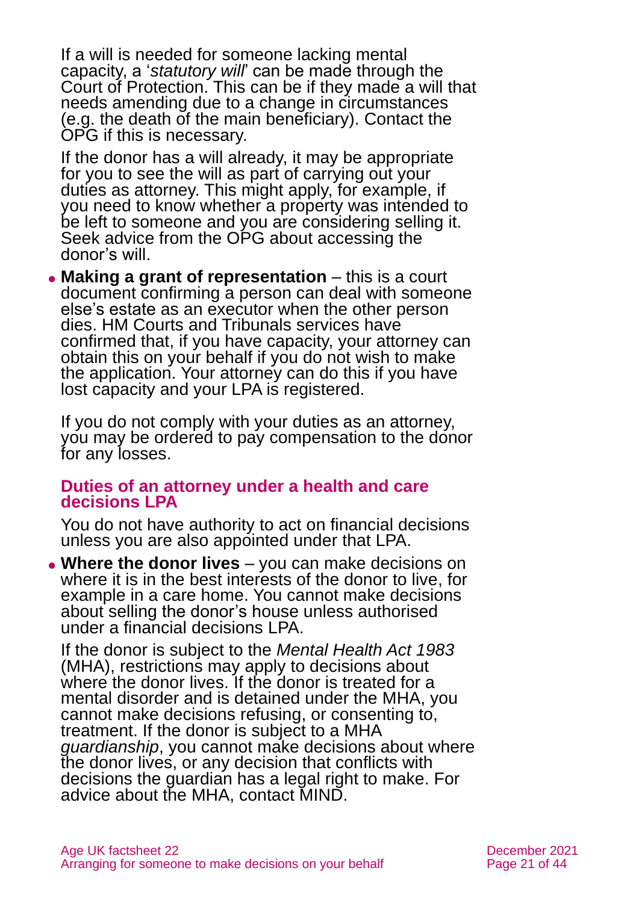If a will is needed for someone lacking mental capacity, a '*statutory will*' can be made through the Court of Protection. This can be if they made a will that needs amending due to a change in circumstances (e.g. the death of the main beneficiary). Contact the OPG if this is necessary.

If the donor has a will already, it may be appropriate for you to see the will as part of carrying out your duties as attorney. This might apply, for example, if you need to know whether a property was intended to be left to someone and you are considering selling it. Seek advice from the OPG about accessing the donor's will.

- **Making a grant of representation** – this is a court document confirming a person can deal with someone else's estate as an executor when the other person dies. HM Courts and Tribunals services have confirmed that, if you have capacity, your attorney can obtain this on your behalf if you do not wish to make the application. Your attorney can do this if you have lost capacity and your LPA is registered.

If you do not comply with your duties as an attorney, you may be ordered to pay compensation to the donor for any losses.

### Duties of an attorney under a health and care decisions LPA

You do not have authority to act on financial decisions unless you are also appointed under that LPA.

- **Where the donor lives** – you can make decisions on where it is in the best interests of the donor to live, for example in a care home. You cannot make decisions about selling the donor's house unless authorised under a financial decisions LPA.

  If the donor is subject to the *Mental Health Act 1983* (MHA), restrictions may apply to decisions about where the donor lives. If the donor is treated for a mental disorder and is detained under the MHA, you cannot make decisions refusing, or consenting to, treatment. If the donor is subject to a MHA *guardianship*, you cannot make decisions about where the donor lives, or any decision that conflicts with decisions the guardian has a legal right to make. For advice about the MHA, contact MIND.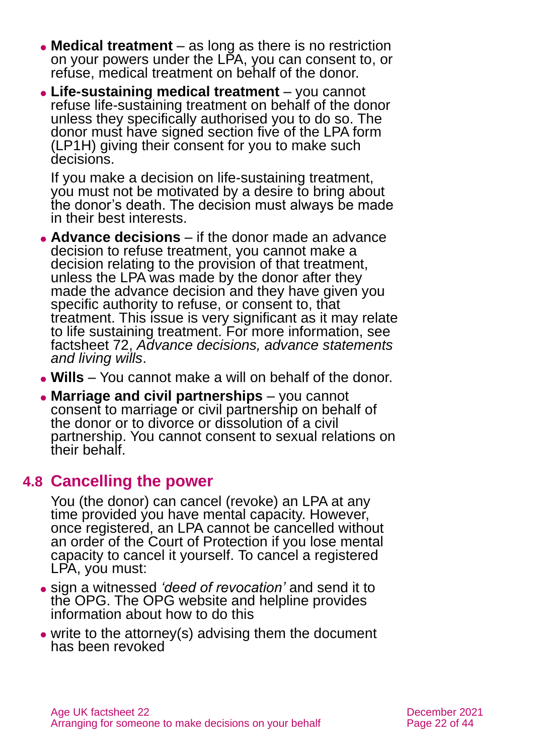- **Medical treatment** – as long as there is no restriction on your powers under the LPA, you can consent to, or refuse, medical treatment on behalf of the donor.
- **Life-sustaining medical treatment** – you cannot refuse life-sustaining treatment on behalf of the donor unless they specifically authorised you to do so. The donor must have signed section five of the LPA form (LP1H) giving their consent for you to make such decisions.

  If you make a decision on life-sustaining treatment, you must not be motivated by a desire to bring about the donor's death. The decision must always be made in their best interests.
- **Advance decisions** – if the donor made an advance decision to refuse treatment, you cannot make a decision relating to the provision of that treatment, unless the LPA was made by the donor after they made the advance decision and they have given you specific authority to refuse, or consent to, that treatment. This issue is very significant as it may relate to life sustaining treatment. For more information, see factsheet 72, *Advance decisions, advance statements and living wills*.
- **Wills** – You cannot make a will on behalf of the donor.
- **Marriage and civil partnerships** – you cannot consent to marriage or civil partnership on behalf of the donor or to divorce or dissolution of a civil partnership. You cannot consent to sexual relations on their behalf.

## 4.8 Cancelling the power

You (the donor) can cancel (revoke) an LPA at any time provided you have mental capacity. However, once registered, an LPA cannot be cancelled without an order of the Court of Protection if you lose mental capacity to cancel it yourself. To cancel a registered LPA, you must:

- sign a witnessed *'deed of revocation'* and send it to the OPG. The OPG website and helpline provides information about how to do this
- write to the attorney(s) advising them the document has been revoked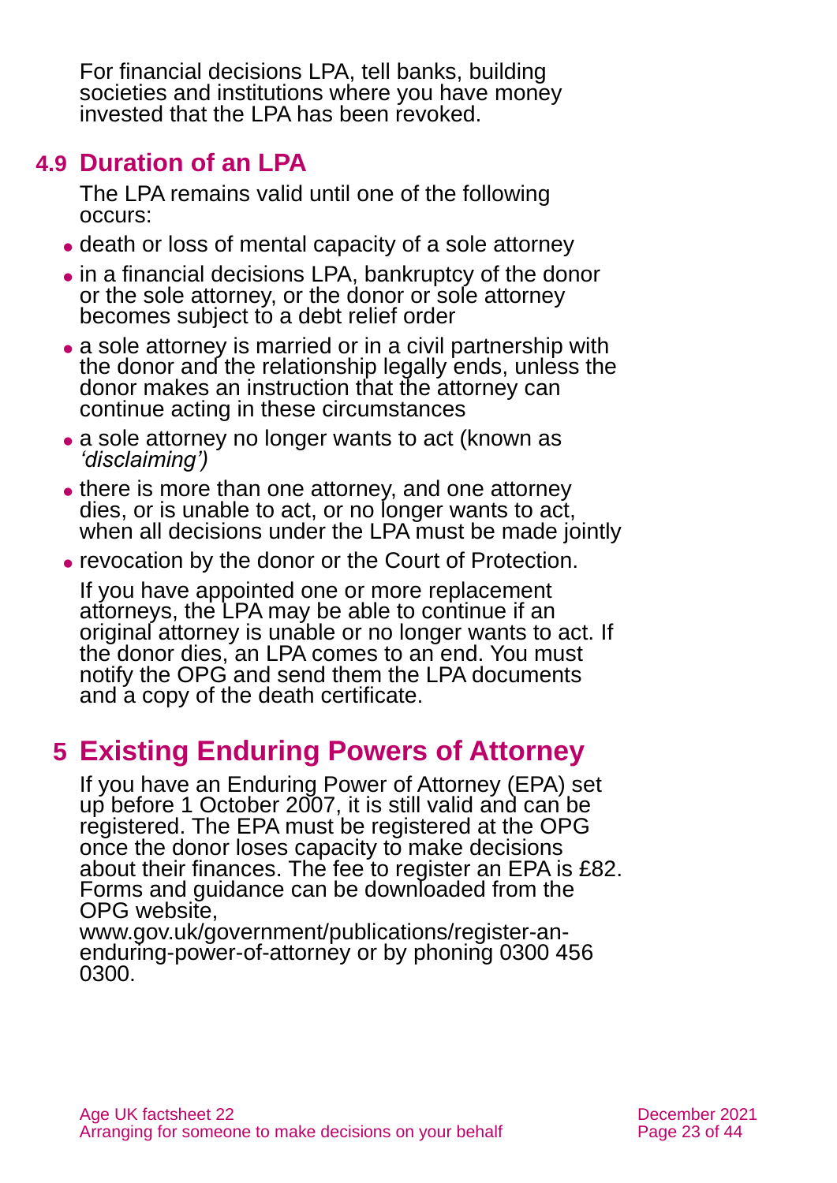For financial decisions LPA, tell banks, building societies and institutions where you have money invested that the LPA has been revoked.

## 4.9 Duration of an LPA

The LPA remains valid until one of the following occurs:

- death or loss of mental capacity of a sole attorney
- in a financial decisions LPA, bankruptcy of the donor or the sole attorney, or the donor or sole attorney becomes subject to a debt relief order
- a sole attorney is married or in a civil partnership with the donor and the relationship legally ends, unless the donor makes an instruction that the attorney can continue acting in these circumstances
- a sole attorney no longer wants to act (known as *'disclaiming')*
- there is more than one attorney, and one attorney dies, or is unable to act, or no longer wants to act, when all decisions under the LPA must be made jointly
- revocation by the donor or the Court of Protection.

If you have appointed one or more replacement attorneys, the LPA may be able to continue if an original attorney is unable or no longer wants to act. If the donor dies, an LPA comes to an end. You must notify the OPG and send them the LPA documents and a copy of the death certificate.

# 5 Existing Enduring Powers of Attorney

If you have an Enduring Power of Attorney (EPA) set up before 1 October 2007, it is still valid and can be registered. The EPA must be registered at the OPG once the donor loses capacity to make decisions about their finances. The fee to register an EPA is £82. Forms and guidance can be downloaded from the OPG website, www.gov.uk/government/publications/register-an-enduring-power-of-attorney or by phoning 0300 456 0300.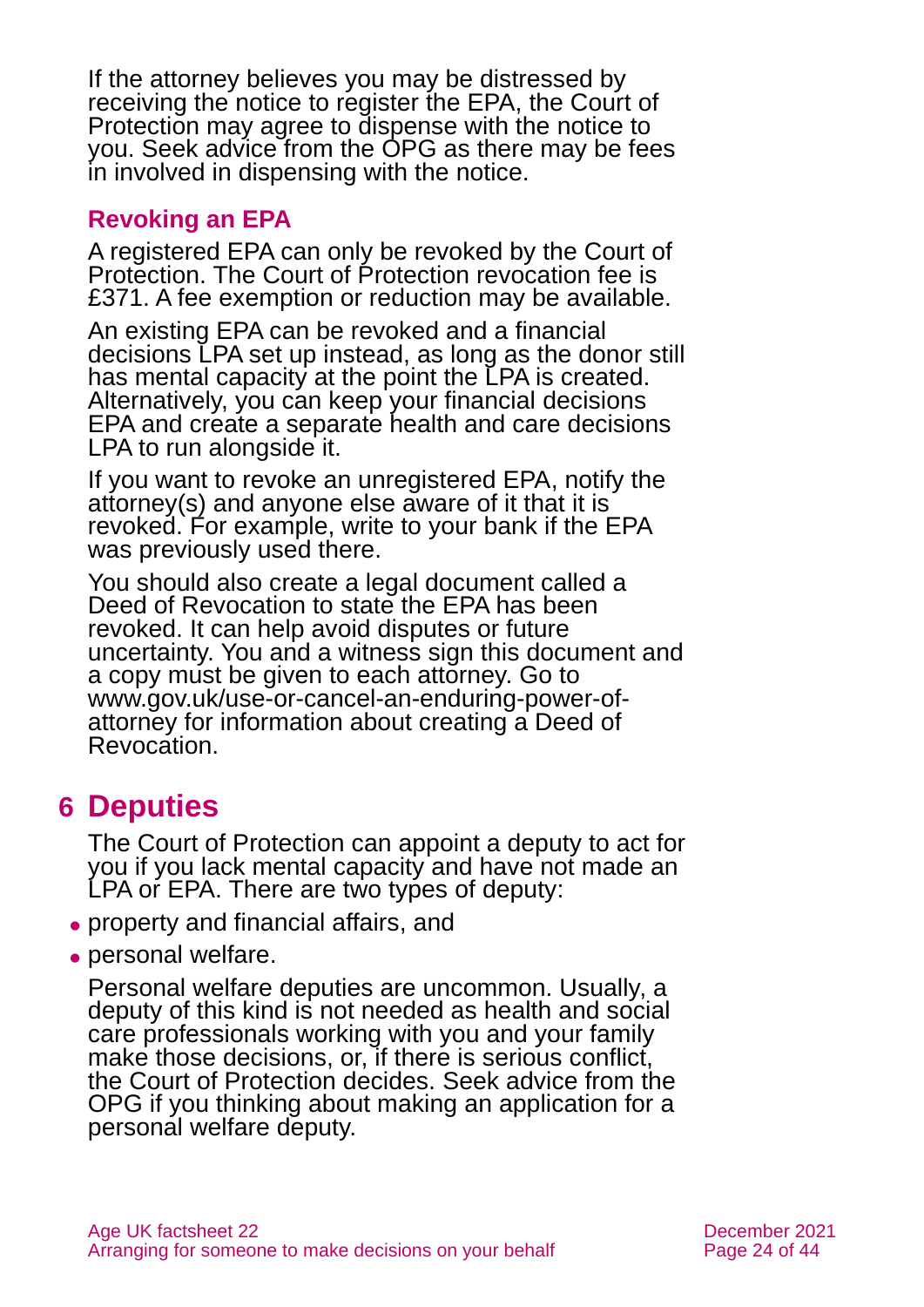If the attorney believes you may be distressed by receiving the notice to register the EPA, the Court of Protection may agree to dispense with the notice to you. Seek advice from the OPG as there may be fees in involved in dispensing with the notice.

### Revoking an EPA

A registered EPA can only be revoked by the Court of Protection. The Court of Protection revocation fee is £371. A fee exemption or reduction may be available.

An existing EPA can be revoked and a financial decisions LPA set up instead, as long as the donor still has mental capacity at the point the LPA is created. Alternatively, you can keep your financial decisions EPA and create a separate health and care decisions LPA to run alongside it.

If you want to revoke an unregistered EPA, notify the attorney(s) and anyone else aware of it that it is revoked. For example, write to your bank if the EPA was previously used there.

You should also create a legal document called a Deed of Revocation to state the EPA has been revoked. It can help avoid disputes or future uncertainty. You and a witness sign this document and a copy must be given to each attorney. Go to www.gov.uk/use-or-cancel-an-enduring-power-of-attorney for information about creating a Deed of Revocation.

## 6 Deputies

The Court of Protection can appoint a deputy to act for you if you lack mental capacity and have not made an LPA or EPA. There are two types of deputy:

- property and financial affairs, and
- personal welfare.

Personal welfare deputies are uncommon. Usually, a deputy of this kind is not needed as health and social care professionals working with you and your family make those decisions, or, if there is serious conflict, the Court of Protection decides. Seek advice from the OPG if you thinking about making an application for a personal welfare deputy.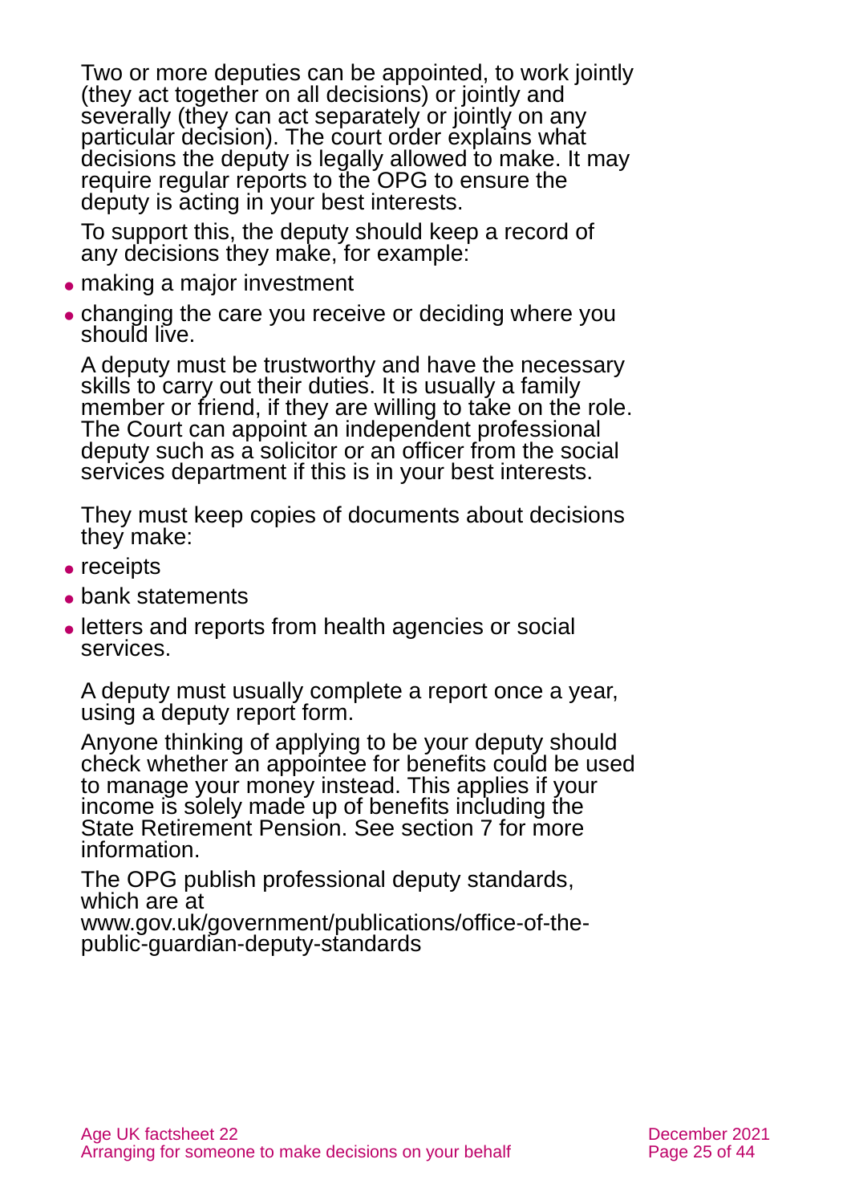Two or more deputies can be appointed, to work jointly (they act together on all decisions) or jointly and severally (they can act separately or jointly on any particular decision). The court order explains what decisions the deputy is legally allowed to make. It may require regular reports to the OPG to ensure the deputy is acting in your best interests.

To support this, the deputy should keep a record of any decisions they make, for example:

- making a major investment
- changing the care you receive or deciding where you should live.

A deputy must be trustworthy and have the necessary skills to carry out their duties. It is usually a family member or friend, if they are willing to take on the role. The Court can appoint an independent professional deputy such as a solicitor or an officer from the social services department if this is in your best interests.

They must keep copies of documents about decisions they make:

- receipts
- bank statements
- letters and reports from health agencies or social services.

A deputy must usually complete a report once a year, using a deputy report form.

Anyone thinking of applying to be your deputy should check whether an appointee for benefits could be used to manage your money instead. This applies if your income is solely made up of benefits including the State Retirement Pension. See section 7 for more information.

The OPG publish professional deputy standards, which are at www.gov.uk/government/publications/office-of-the-public-guardian-deputy-standards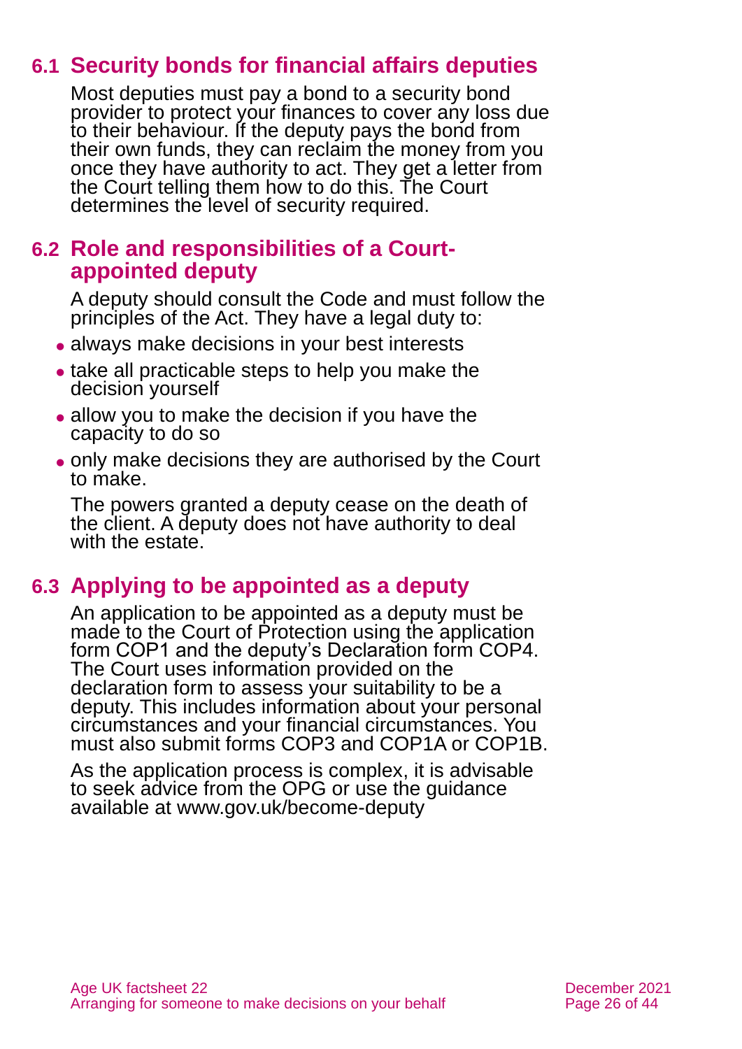## 6.1 Security bonds for financial affairs deputies

Most deputies must pay a bond to a security bond provider to protect your finances to cover any loss due to their behaviour. If the deputy pays the bond from their own funds, they can reclaim the money from you once they have authority to act. They get a letter from the Court telling them how to do this. The Court determines the level of security required.

## 6.2 Role and responsibilities of a Court-appointed deputy

A deputy should consult the Code and must follow the principles of the Act. They have a legal duty to:

- always make decisions in your best interests
- take all practicable steps to help you make the decision yourself
- allow you to make the decision if you have the capacity to do so
- only make decisions they are authorised by the Court to make.

The powers granted a deputy cease on the death of the client. A deputy does not have authority to deal with the estate.

## 6.3 Applying to be appointed as a deputy

An application to be appointed as a deputy must be made to the Court of Protection using the application form COP1 and the deputy's Declaration form COP4. The Court uses information provided on the declaration form to assess your suitability to be a deputy. This includes information about your personal circumstances and your financial circumstances. You must also submit forms COP3 and COP1A or COP1B.

As the application process is complex, it is advisable to seek advice from the OPG or use the guidance available at www.gov.uk/become-deputy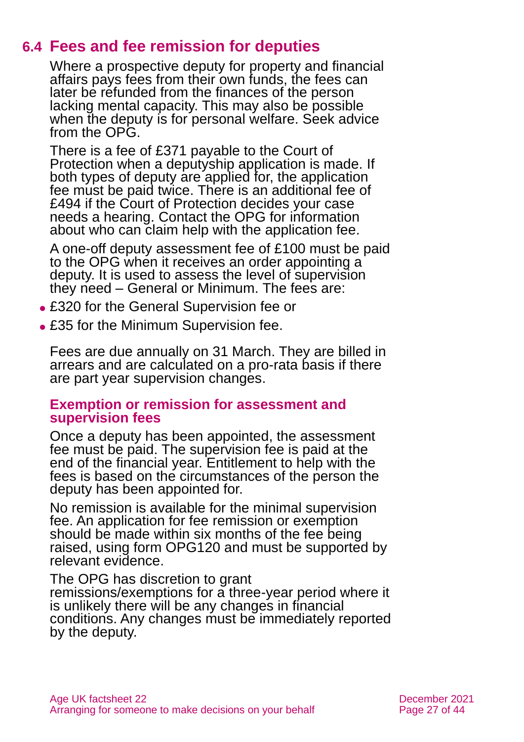## 6.4 Fees and fee remission for deputies

Where a prospective deputy for property and financial affairs pays fees from their own funds, the fees can later be refunded from the finances of the person lacking mental capacity. This may also be possible when the deputy is for personal welfare. Seek advice from the OPG.

There is a fee of £371 payable to the Court of Protection when a deputyship application is made. If both types of deputy are applied for, the application fee must be paid twice. There is an additional fee of £494 if the Court of Protection decides your case needs a hearing. Contact the OPG for information about who can claim help with the application fee.

A one-off deputy assessment fee of £100 must be paid to the OPG when it receives an order appointing a deputy. It is used to assess the level of supervision they need – General or Minimum. The fees are:

- £320 for the General Supervision fee or
- £35 for the Minimum Supervision fee.

Fees are due annually on 31 March. They are billed in arrears and are calculated on a pro-rata basis if there are part year supervision changes.

### Exemption or remission for assessment and supervision fees

Once a deputy has been appointed, the assessment fee must be paid. The supervision fee is paid at the end of the financial year. Entitlement to help with the fees is based on the circumstances of the person the deputy has been appointed for.

No remission is available for the minimal supervision fee. An application for fee remission or exemption should be made within six months of the fee being raised, using form OPG120 and must be supported by relevant evidence.

The OPG has discretion to grant remissions/exemptions for a three-year period where it is unlikely there will be any changes in financial conditions. Any changes must be immediately reported by the deputy.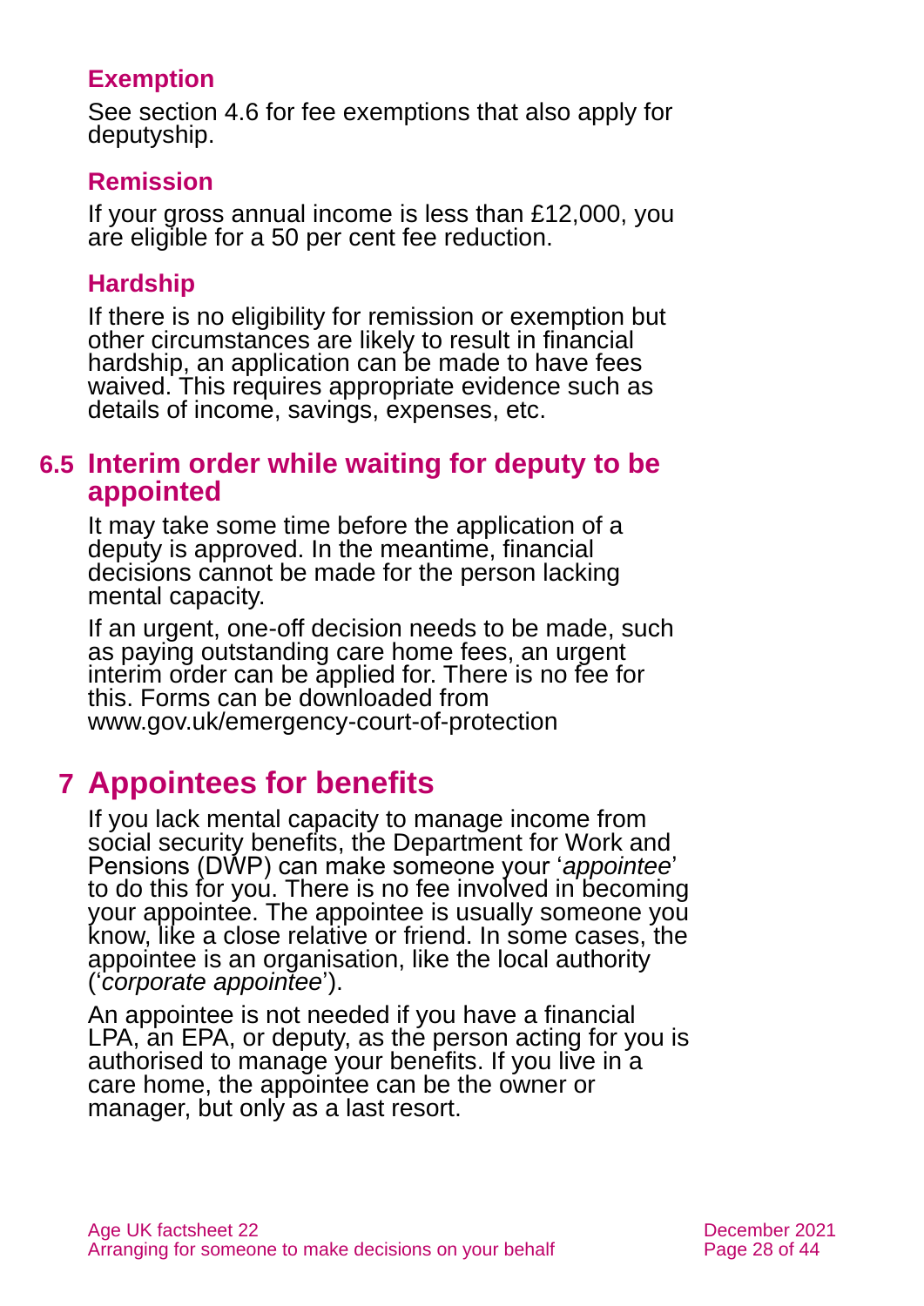### Exemption

See section 4.6 for fee exemptions that also apply for deputyship.

### Remission

If your gross annual income is less than £12,000, you are eligible for a 50 per cent fee reduction.

### Hardship

If there is no eligibility for remission or exemption but other circumstances are likely to result in financial hardship, an application can be made to have fees waived. This requires appropriate evidence such as details of income, savings, expenses, etc.

## 6.5 Interim order while waiting for deputy to be appointed

It may take some time before the application of a deputy is approved. In the meantime, financial decisions cannot be made for the person lacking mental capacity.

If an urgent, one-off decision needs to be made, such as paying outstanding care home fees, an urgent interim order can be applied for. There is no fee for this. Forms can be downloaded from www.gov.uk/emergency-court-of-protection

# 7 Appointees for benefits

If you lack mental capacity to manage income from social security benefits, the Department for Work and Pensions (DWP) can make someone your '*appointee*' to do this for you. There is no fee involved in becoming your appointee. The appointee is usually someone you know, like a close relative or friend. In some cases, the appointee is an organisation, like the local authority ('*corporate appointee*').

An appointee is not needed if you have a financial LPA, an EPA, or deputy, as the person acting for you is authorised to manage your benefits. If you live in a care home, the appointee can be the owner or manager, but only as a last resort.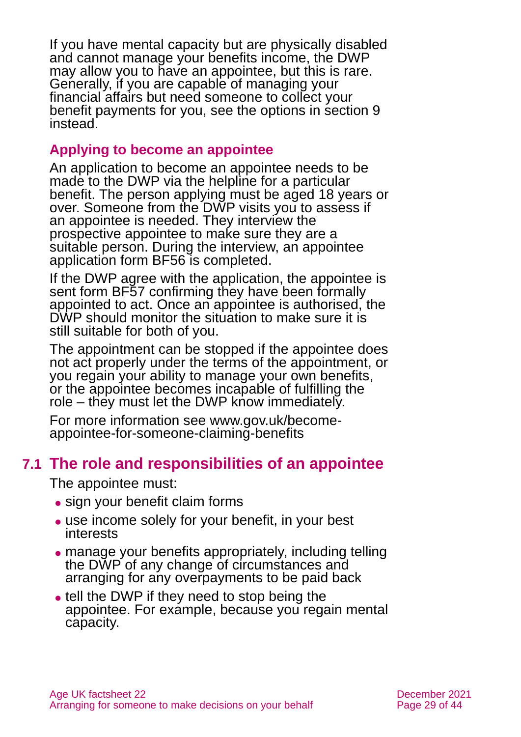If you have mental capacity but are physically disabled and cannot manage your benefits income, the DWP may allow you to have an appointee, but this is rare. Generally, if you are capable of managing your financial affairs but need someone to collect your benefit payments for you, see the options in section 9 instead.

### Applying to become an appointee

An application to become an appointee needs to be made to the DWP via the helpline for a particular benefit. The person applying must be aged 18 years or over. Someone from the DWP visits you to assess if an appointee is needed. They interview the prospective appointee to make sure they are a suitable person. During the interview, an appointee application form BF56 is completed.

If the DWP agree with the application, the appointee is sent form BF57 confirming they have been formally appointed to act. Once an appointee is authorised, the DWP should monitor the situation to make sure it is still suitable for both of you.

The appointment can be stopped if the appointee does not act properly under the terms of the appointment, or you regain your ability to manage your own benefits, or the appointee becomes incapable of fulfilling the role – they must let the DWP know immediately.

For more information see www.gov.uk/become-appointee-for-someone-claiming-benefits

## 7.1 The role and responsibilities of an appointee

The appointee must:

- sign your benefit claim forms
- use income solely for your benefit, in your best interests
- manage your benefits appropriately, including telling the DWP of any change of circumstances and arranging for any overpayments to be paid back
- tell the DWP if they need to stop being the appointee. For example, because you regain mental capacity.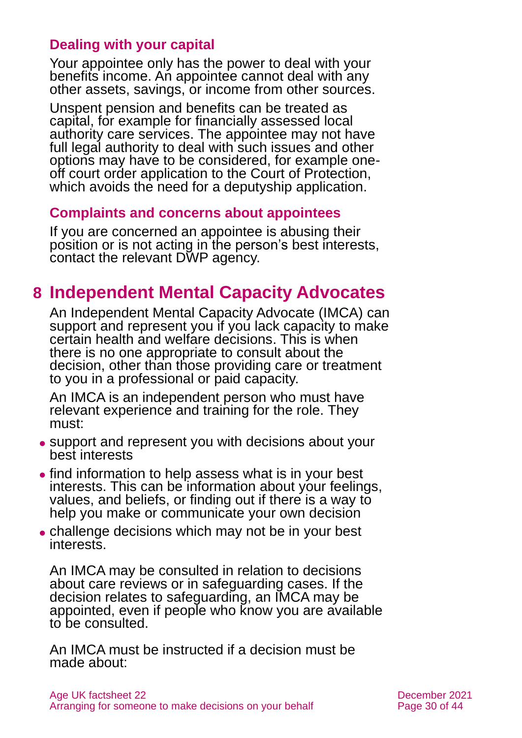### Dealing with your capital

Your appointee only has the power to deal with your benefits income. An appointee cannot deal with any other assets, savings, or income from other sources.

Unspent pension and benefits can be treated as capital, for example for financially assessed local authority care services. The appointee may not have full legal authority to deal with such issues and other options may have to be considered, for example one-off court order application to the Court of Protection, which avoids the need for a deputyship application.

### Complaints and concerns about appointees

If you are concerned an appointee is abusing their position or is not acting in the person's best interests, contact the relevant DWP agency.

## 8 Independent Mental Capacity Advocates

An Independent Mental Capacity Advocate (IMCA) can support and represent you if you lack capacity to make certain health and welfare decisions. This is when there is no one appropriate to consult about the decision, other than those providing care or treatment to you in a professional or paid capacity.

An IMCA is an independent person who must have relevant experience and training for the role. They must:

- support and represent you with decisions about your best interests
- find information to help assess what is in your best interests. This can be information about your feelings, values, and beliefs, or finding out if there is a way to help you make or communicate your own decision
- challenge decisions which may not be in your best interests.

An IMCA may be consulted in relation to decisions about care reviews or in safeguarding cases. If the decision relates to safeguarding, an IMCA may be appointed, even if people who know you are available to be consulted.

An IMCA must be instructed if a decision must be made about: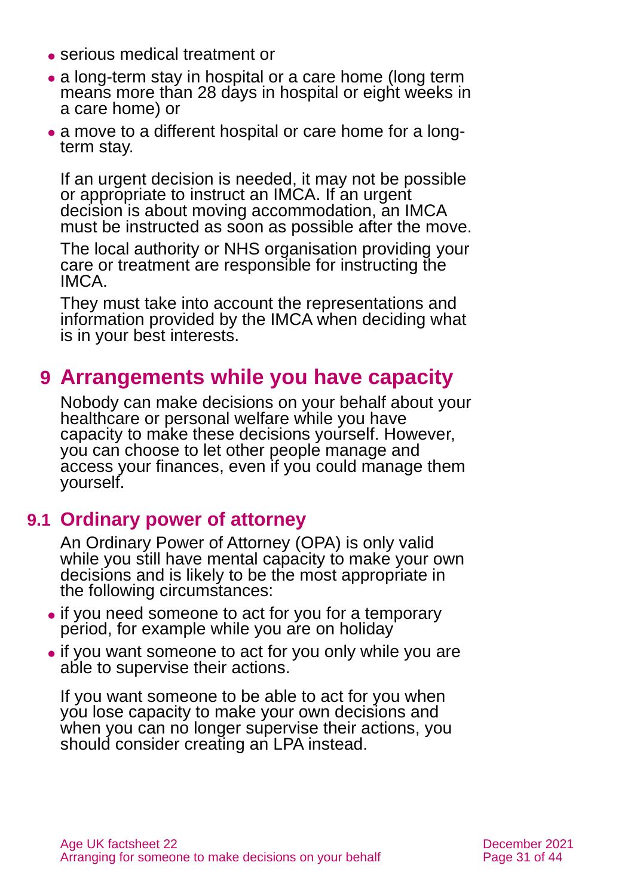- serious medical treatment or
- a long-term stay in hospital or a care home (long term means more than 28 days in hospital or eight weeks in a care home) or
- a move to a different hospital or care home for a long-term stay.

If an urgent decision is needed, it may not be possible or appropriate to instruct an IMCA. If an urgent decision is about moving accommodation, an IMCA must be instructed as soon as possible after the move.

The local authority or NHS organisation providing your care or treatment are responsible for instructing the IMCA.

They must take into account the representations and information provided by the IMCA when deciding what is in your best interests.

## 9 Arrangements while you have capacity

Nobody can make decisions on your behalf about your healthcare or personal welfare while you have capacity to make these decisions yourself. However, you can choose to let other people manage and access your finances, even if you could manage them yourself.

### 9.1 Ordinary power of attorney

An Ordinary Power of Attorney (OPA) is only valid while you still have mental capacity to make your own decisions and is likely to be the most appropriate in the following circumstances:

- if you need someone to act for you for a temporary period, for example while you are on holiday
- if you want someone to act for you only while you are able to supervise their actions.

If you want someone to be able to act for you when you lose capacity to make your own decisions and when you can no longer supervise their actions, you should consider creating an LPA instead.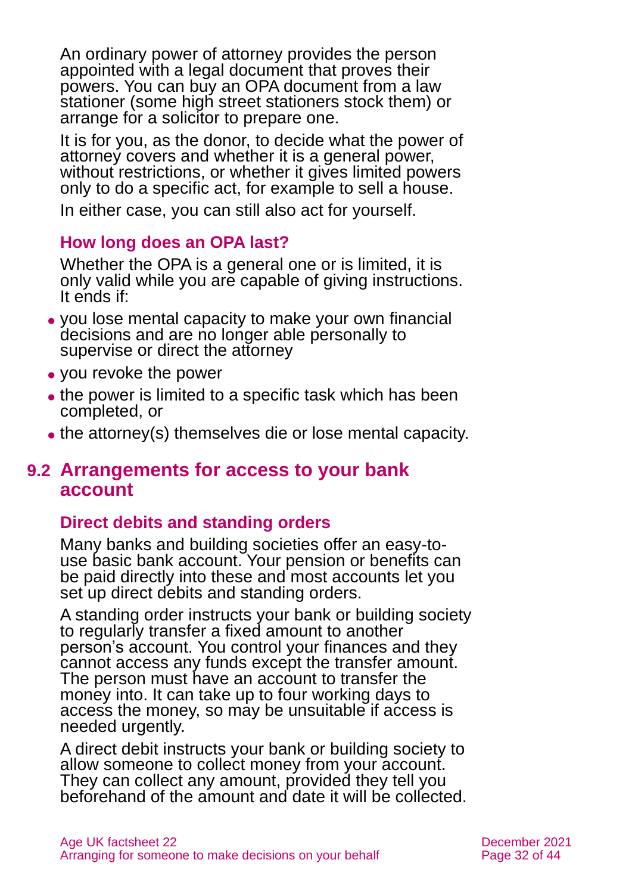An ordinary power of attorney provides the person appointed with a legal document that proves their powers. You can buy an OPA document from a law stationer (some high street stationers stock them) or arrange for a solicitor to prepare one.

It is for you, as the donor, to decide what the power of attorney covers and whether it is a general power, without restrictions, or whether it gives limited powers only to do a specific act, for example to sell a house.

In either case, you can still also act for yourself.

### How long does an OPA last?

Whether the OPA is a general one or is limited, it is only valid while you are capable of giving instructions. It ends if:

- you lose mental capacity to make your own financial decisions and are no longer able personally to supervise or direct the attorney
- you revoke the power
- the power is limited to a specific task which has been completed, or
- the attorney(s) themselves die or lose mental capacity.

## 9.2 Arrangements for access to your bank account

### Direct debits and standing orders

Many banks and building societies offer an easy-to-use basic bank account. Your pension or benefits can be paid directly into these and most accounts let you set up direct debits and standing orders.

A standing order instructs your bank or building society to regularly transfer a fixed amount to another person's account. You control your finances and they cannot access any funds except the transfer amount. The person must have an account to transfer the money into. It can take up to four working days to access the money, so may be unsuitable if access is needed urgently.

A direct debit instructs your bank or building society to allow someone to collect money from your account. They can collect any amount, provided they tell you beforehand of the amount and date it will be collected.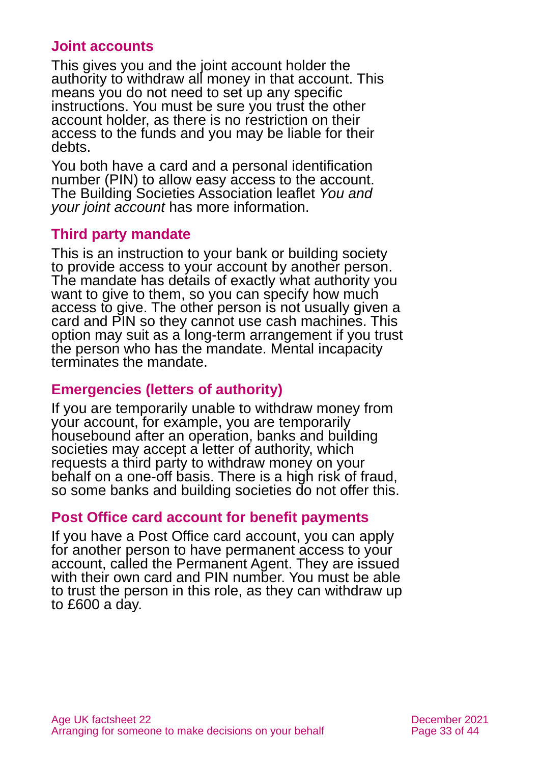### Joint accounts

This gives you and the joint account holder the authority to withdraw all money in that account. This means you do not need to set up any specific instructions. You must be sure you trust the other account holder, as there is no restriction on their access to the funds and you may be liable for their debts.

You both have a card and a personal identification number (PIN) to allow easy access to the account. The Building Societies Association leaflet *You and your joint account* has more information.

### Third party mandate

This is an instruction to your bank or building society to provide access to your account by another person. The mandate has details of exactly what authority you want to give to them, so you can specify how much access to give. The other person is not usually given a card and PIN so they cannot use cash machines. This option may suit as a long-term arrangement if you trust the person who has the mandate. Mental incapacity terminates the mandate.

### Emergencies (letters of authority)

If you are temporarily unable to withdraw money from your account, for example, you are temporarily housebound after an operation, banks and building societies may accept a letter of authority, which requests a third party to withdraw money on your behalf on a one-off basis. There is a high risk of fraud, so some banks and building societies do not offer this.

### Post Office card account for benefit payments

If you have a Post Office card account, you can apply for another person to have permanent access to your account, called the Permanent Agent. They are issued with their own card and PIN number. You must be able to trust the person in this role, as they can withdraw up to £600 a day.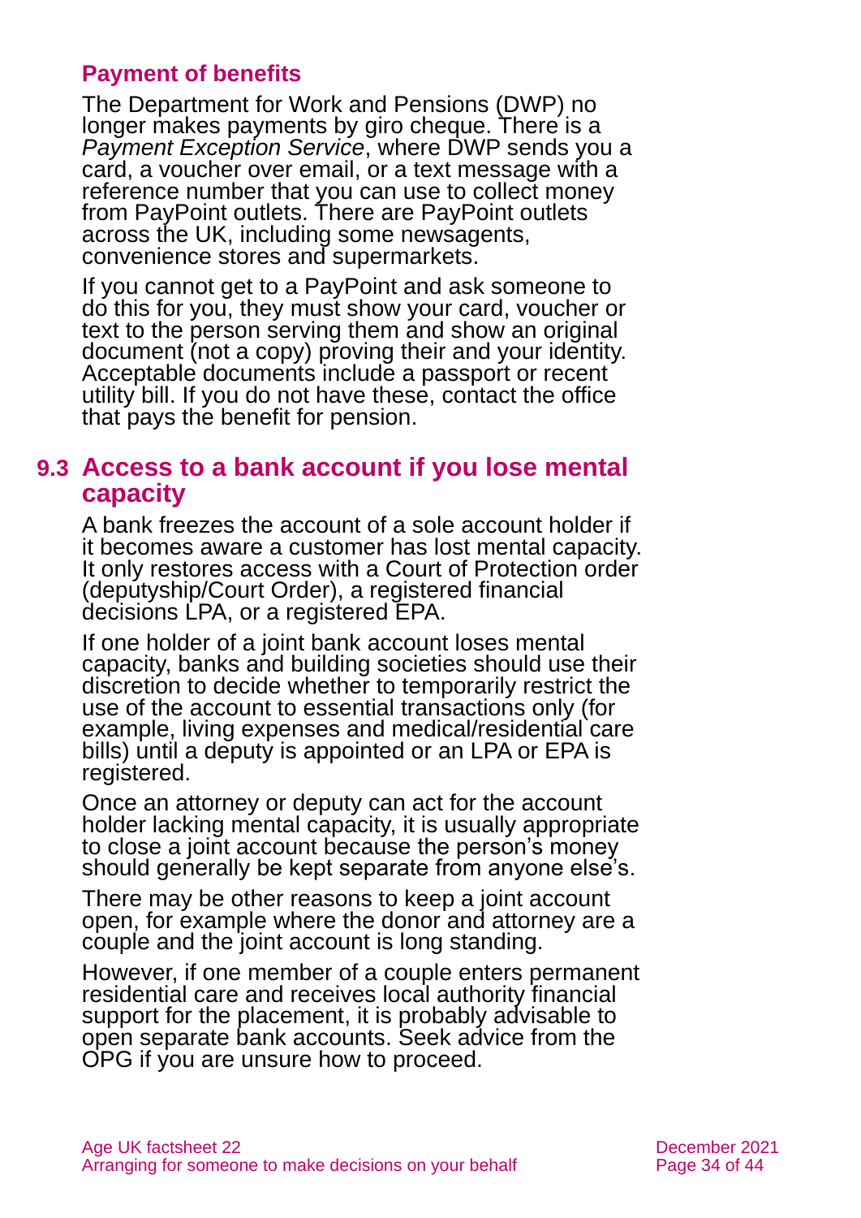### Payment of benefits

The Department for Work and Pensions (DWP) no longer makes payments by giro cheque. There is a *Payment Exception Service*, where DWP sends you a card, a voucher over email, or a text message with a reference number that you can use to collect money from PayPoint outlets. There are PayPoint outlets across the UK, including some newsagents, convenience stores and supermarkets.

If you cannot get to a PayPoint and ask someone to do this for you, they must show your card, voucher or text to the person serving them and show an original document (not a copy) proving their and your identity. Acceptable documents include a passport or recent utility bill. If you do not have these, contact the office that pays the benefit for pension.

## 9.3 Access to a bank account if you lose mental capacity

A bank freezes the account of a sole account holder if it becomes aware a customer has lost mental capacity. It only restores access with a Court of Protection order (deputyship/Court Order), a registered financial decisions LPA, or a registered EPA.

If one holder of a joint bank account loses mental capacity, banks and building societies should use their discretion to decide whether to temporarily restrict the use of the account to essential transactions only (for example, living expenses and medical/residential care bills) until a deputy is appointed or an LPA or EPA is registered.

Once an attorney or deputy can act for the account holder lacking mental capacity, it is usually appropriate to close a joint account because the person's money should generally be kept separate from anyone else's.

There may be other reasons to keep a joint account open, for example where the donor and attorney are a couple and the joint account is long standing.

However, if one member of a couple enters permanent residential care and receives local authority financial support for the placement, it is probably advisable to open separate bank accounts. Seek advice from the OPG if you are unsure how to proceed.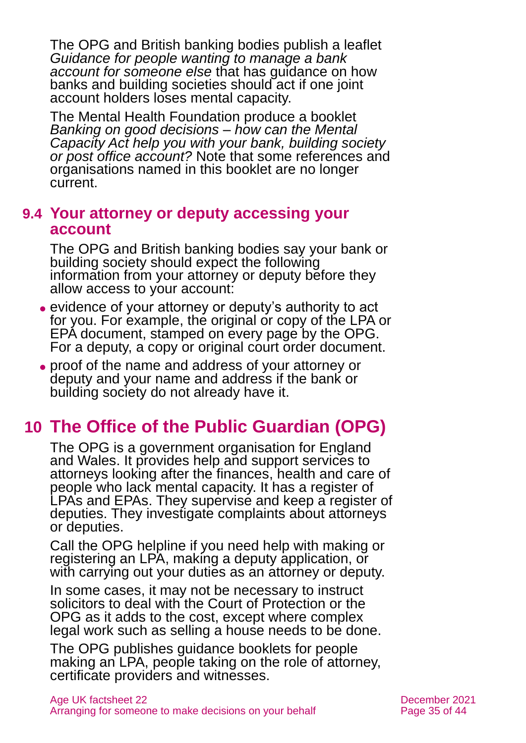The OPG and British banking bodies publish a leaflet *Guidance for people wanting to manage a bank account for someone else* that has guidance on how banks and building societies should act if one joint account holders loses mental capacity.

The Mental Health Foundation produce a booklet *Banking on good decisions – how can the Mental Capacity Act help you with your bank, building society or post office account?* Note that some references and organisations named in this booklet are no longer current.

## 9.4 Your attorney or deputy accessing your account

The OPG and British banking bodies say your bank or building society should expect the following information from your attorney or deputy before they allow access to your account:

- evidence of your attorney or deputy's authority to act for you. For example, the original or copy of the LPA or EPA document, stamped on every page by the OPG. For a deputy, a copy or original court order document.
- proof of the name and address of your attorney or deputy and your name and address if the bank or building society do not already have it.

# 10 The Office of the Public Guardian (OPG)

The OPG is a government organisation for England and Wales. It provides help and support services to attorneys looking after the finances, health and care of people who lack mental capacity. It has a register of LPAs and EPAs. They supervise and keep a register of deputies. They investigate complaints about attorneys or deputies.

Call the OPG helpline if you need help with making or registering an LPA, making a deputy application, or with carrying out your duties as an attorney or deputy.

In some cases, it may not be necessary to instruct solicitors to deal with the Court of Protection or the OPG as it adds to the cost, except where complex legal work such as selling a house needs to be done.

The OPG publishes guidance booklets for people making an LPA, people taking on the role of attorney, certificate providers and witnesses.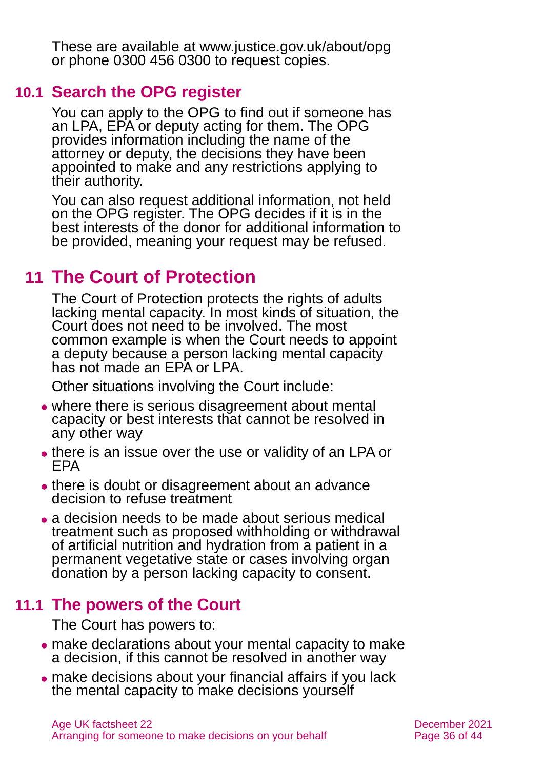These are available at www.justice.gov.uk/about/opg or phone 0300 456 0300 to request copies.

## 10.1 Search the OPG register

You can apply to the OPG to find out if someone has an LPA, EPA or deputy acting for them. The OPG provides information including the name of the attorney or deputy, the decisions they have been appointed to make and any restrictions applying to their authority.

You can also request additional information, not held on the OPG register. The OPG decides if it is in the best interests of the donor for additional information to be provided, meaning your request may be refused.

# 11 The Court of Protection

The Court of Protection protects the rights of adults lacking mental capacity. In most kinds of situation, the Court does not need to be involved. The most common example is when the Court needs to appoint a deputy because a person lacking mental capacity has not made an EPA or LPA.

Other situations involving the Court include:

- where there is serious disagreement about mental capacity or best interests that cannot be resolved in any other way
- there is an issue over the use or validity of an LPA or EPA
- there is doubt or disagreement about an advance decision to refuse treatment
- a decision needs to be made about serious medical treatment such as proposed withholding or withdrawal of artificial nutrition and hydration from a patient in a permanent vegetative state or cases involving organ donation by a person lacking capacity to consent.

## 11.1 The powers of the Court

The Court has powers to:

- make declarations about your mental capacity to make a decision, if this cannot be resolved in another way
- make decisions about your financial affairs if you lack the mental capacity to make decisions yourself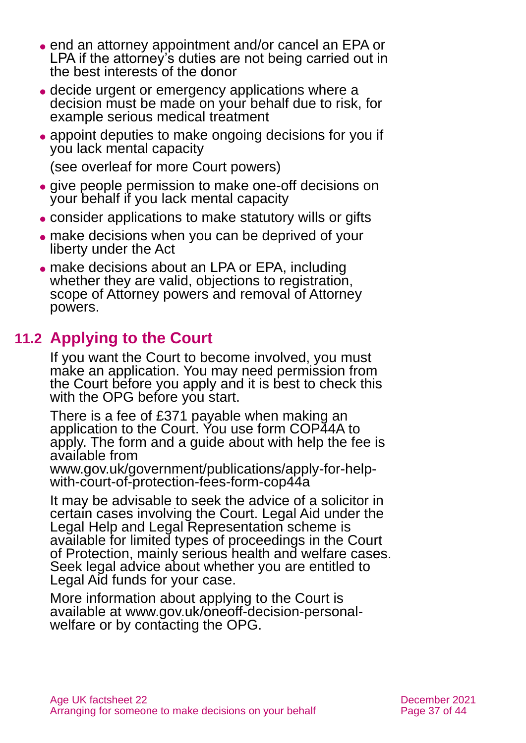- end an attorney appointment and/or cancel an EPA or LPA if the attorney's duties are not being carried out in the best interests of the donor
- decide urgent or emergency applications where a decision must be made on your behalf due to risk, for example serious medical treatment
- appoint deputies to make ongoing decisions for you if you lack mental capacity

  (see overleaf for more Court powers)

- give people permission to make one-off decisions on your behalf if you lack mental capacity
- consider applications to make statutory wills or gifts
- make decisions when you can be deprived of your liberty under the Act
- make decisions about an LPA or EPA, including whether they are valid, objections to registration, scope of Attorney powers and removal of Attorney powers.

## 11.2 Applying to the Court

If you want the Court to become involved, you must make an application. You may need permission from the Court before you apply and it is best to check this with the OPG before you start.

There is a fee of £371 payable when making an application to the Court. You use form COP44A to apply. The form and a guide about with help the fee is available from www.gov.uk/government/publications/apply-for-help-with-court-of-protection-fees-form-cop44a

It may be advisable to seek the advice of a solicitor in certain cases involving the Court. Legal Aid under the Legal Help and Legal Representation scheme is available for limited types of proceedings in the Court of Protection, mainly serious health and welfare cases. Seek legal advice about whether you are entitled to Legal Aid funds for your case.

More information about applying to the Court is available at www.gov.uk/oneoff-decision-personal-welfare or by contacting the OPG.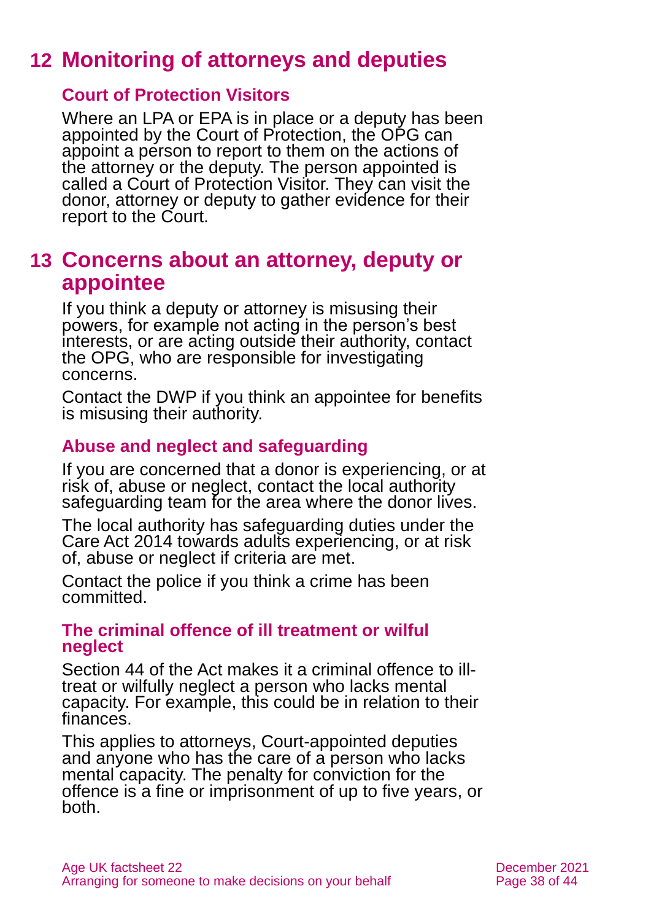# 12 Monitoring of attorneys and deputies

## Court of Protection Visitors

Where an LPA or EPA is in place or a deputy has been appointed by the Court of Protection, the OPG can appoint a person to report to them on the actions of the attorney or the deputy. The person appointed is called a Court of Protection Visitor. They can visit the donor, attorney or deputy to gather evidence for their report to the Court.

# 13 Concerns about an attorney, deputy or appointee

If you think a deputy or attorney is misusing their powers, for example not acting in the person's best interests, or are acting outside their authority, contact the OPG, who are responsible for investigating concerns.

Contact the DWP if you think an appointee for benefits is misusing their authority.

## Abuse and neglect and safeguarding

If you are concerned that a donor is experiencing, or at risk of, abuse or neglect, contact the local authority safeguarding team for the area where the donor lives.

The local authority has safeguarding duties under the Care Act 2014 towards adults experiencing, or at risk of, abuse or neglect if criteria are met.

Contact the police if you think a crime has been committed.

## The criminal offence of ill treatment or wilful neglect

Section 44 of the Act makes it a criminal offence to ill-treat or wilfully neglect a person who lacks mental capacity. For example, this could be in relation to their finances.

This applies to attorneys, Court-appointed deputies and anyone who has the care of a person who lacks mental capacity. The penalty for conviction for the offence is a fine or imprisonment of up to five years, or both.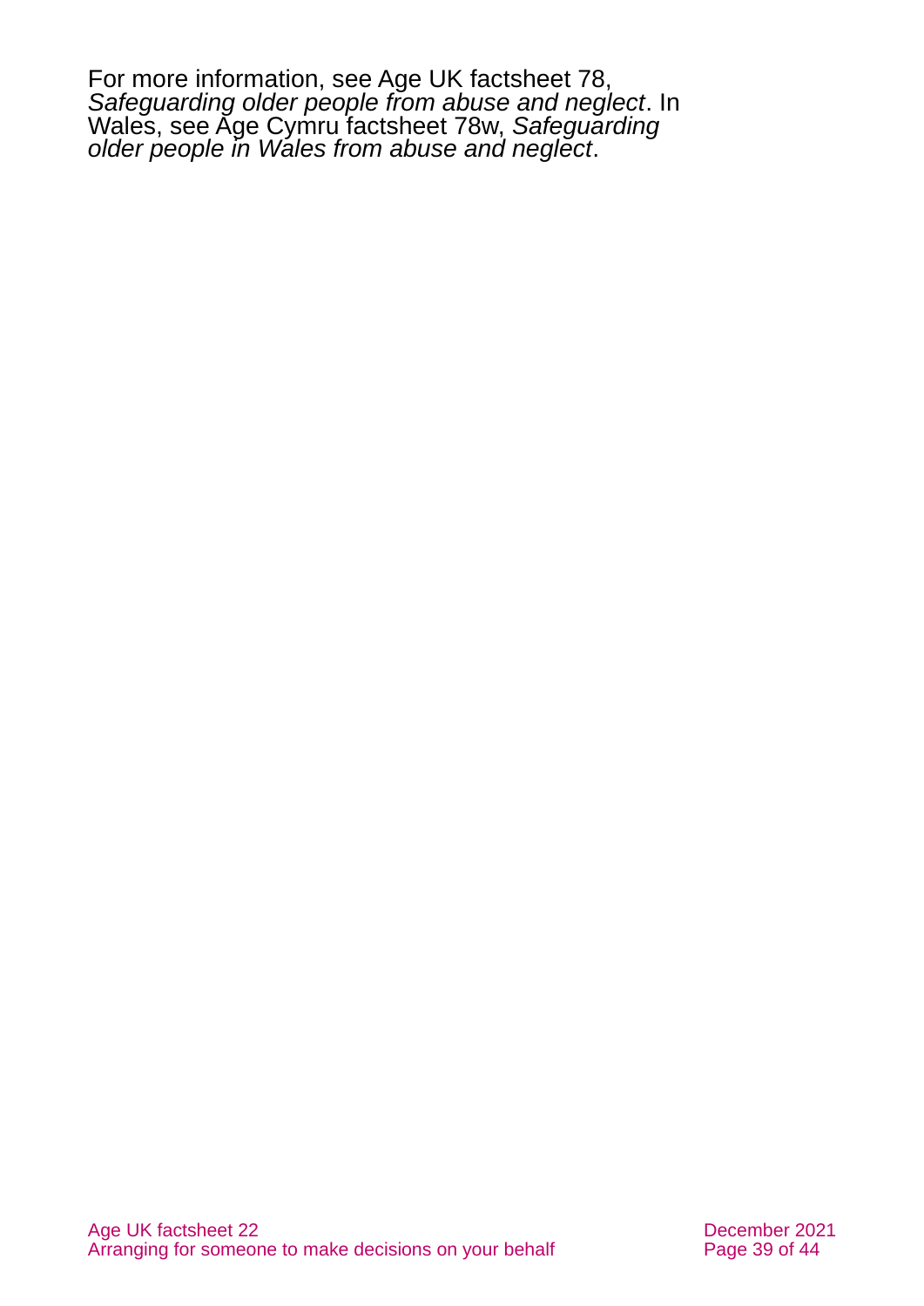For more information, see Age UK factsheet 78, *Safeguarding older people from abuse and neglect*. In Wales, see Age Cymru factsheet 78w, *Safeguarding older people in Wales from abuse and neglect*.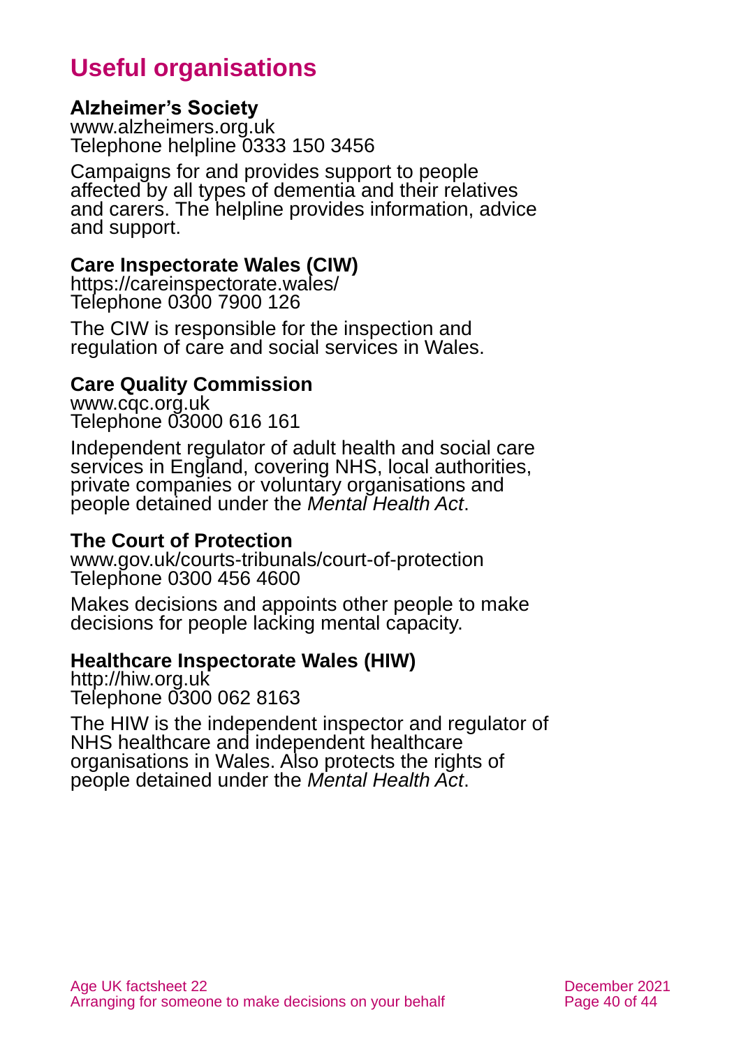## Useful organisations

**Alzheimer's Society**
www.alzheimers.org.uk
Telephone helpline 0333 150 3456

Campaigns for and provides support to people affected by all types of dementia and their relatives and carers. The helpline provides information, advice and support.

**Care Inspectorate Wales (CIW)**
https://careinspectorate.wales/
Telephone 0300 7900 126

The CIW is responsible for the inspection and regulation of care and social services in Wales.

**Care Quality Commission**
www.cqc.org.uk
Telephone 03000 616 161

Independent regulator of adult health and social care services in England, covering NHS, local authorities, private companies or voluntary organisations and people detained under the *Mental Health Act*.

**The Court of Protection**
www.gov.uk/courts-tribunals/court-of-protection
Telephone 0300 456 4600

Makes decisions and appoints other people to make decisions for people lacking mental capacity.

**Healthcare Inspectorate Wales (HIW)**
http://hiw.org.uk
Telephone 0300 062 8163

The HIW is the independent inspector and regulator of NHS healthcare and independent healthcare organisations in Wales. Also protects the rights of people detained under the *Mental Health Act*.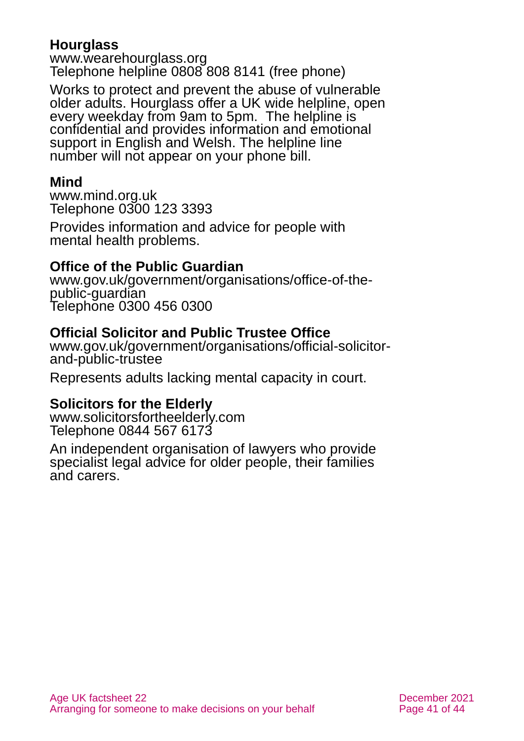**Hourglass**
www.wearehourglass.org
Telephone helpline 0808 808 8141 (free phone)

Works to protect and prevent the abuse of vulnerable older adults. Hourglass offer a UK wide helpline, open every weekday from 9am to 5pm. The helpline is confidential and provides information and emotional support in English and Welsh. The helpline line number will not appear on your phone bill.

**Mind**
www.mind.org.uk
Telephone 0300 123 3393

Provides information and advice for people with mental health problems.

**Office of the Public Guardian**
www.gov.uk/government/organisations/office-of-the-public-guardian
Telephone 0300 456 0300

**Official Solicitor and Public Trustee Office**
www.gov.uk/government/organisations/official-solicitor-and-public-trustee

Represents adults lacking mental capacity in court.

**Solicitors for the Elderly**
www.solicitorsfortheelderly.com
Telephone 0844 567 6173

An independent organisation of lawyers who provide specialist legal advice for older people, their families and carers.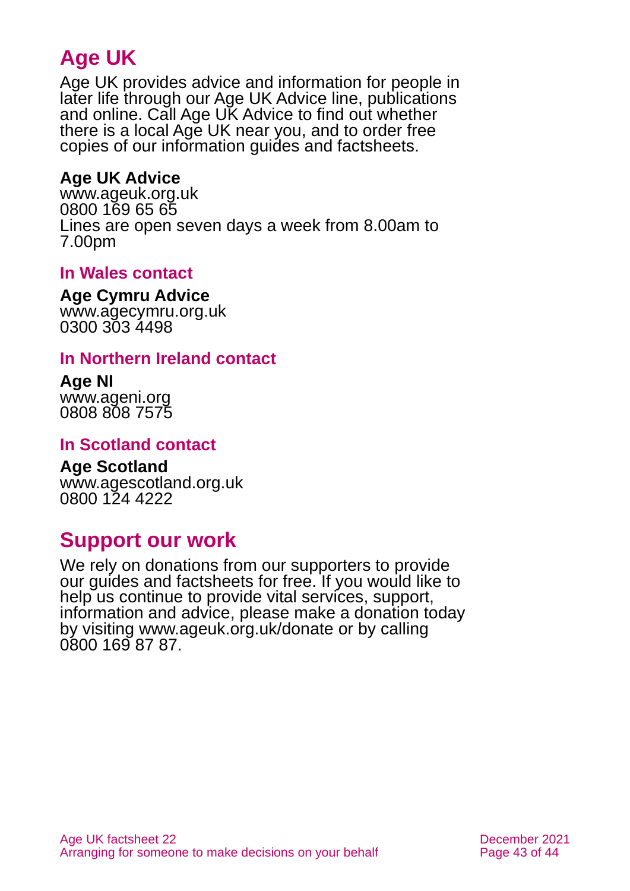## Age UK

Age UK provides advice and information for people in later life through our Age UK Advice line, publications and online. Call Age UK Advice to find out whether there is a local Age UK near you, and to order free copies of our information guides and factsheets.

**Age UK Advice**
www.ageuk.org.uk
0800 169 65 65
Lines are open seven days a week from 8.00am to 7.00pm

### In Wales contact

**Age Cymru Advice**
www.agecymru.org.uk
0300 303 4498

### In Northern Ireland contact

**Age NI**
www.ageni.org
0808 808 7575

### In Scotland contact

**Age Scotland**
www.agescotland.org.uk
0800 124 4222

## Support our work

We rely on donations from our supporters to provide our guides and factsheets for free. If you would like to help us continue to provide vital services, support, information and advice, please make a donation today by visiting www.ageuk.org.uk/donate or by calling 0800 169 87 87.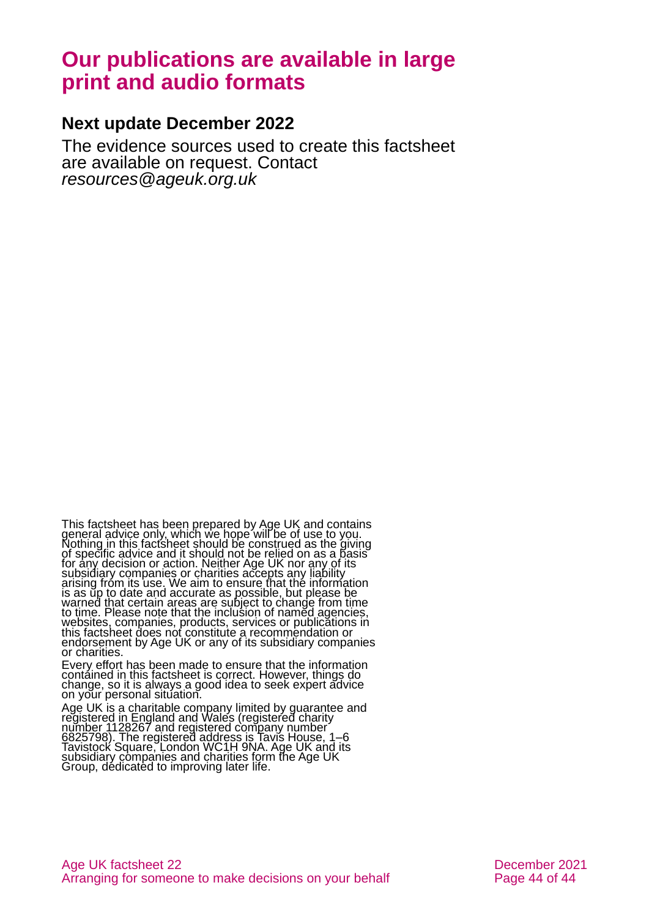# Our publications are available in large print and audio formats

## Next update December 2022

The evidence sources used to create this factsheet are available on request. Contact *resources@ageuk.org.uk*

This factsheet has been prepared by Age UK and contains general advice only, which we hope will be of use to you. Nothing in this factsheet should be construed as the giving of specific advice and it should not be relied on as a basis for any decision or action. Neither Age UK nor any of its subsidiary companies or charities accepts any liability arising from its use. We aim to ensure that the information is as up to date and accurate as possible, but please be warned that certain areas are subject to change from time to time. Please note that the inclusion of named agencies, websites, companies, products, services or publications in this factsheet does not constitute a recommendation or endorsement by Age UK or any of its subsidiary companies or charities.

Every effort has been made to ensure that the information contained in this factsheet is correct. However, things do change, so it is always a good idea to seek expert advice on your personal situation.

Age UK is a charitable company limited by guarantee and registered in England and Wales (registered charity number 1128267 and registered company number 6825798). The registered address is Tavis House, 1–6 Tavistock Square, London WC1H 9NA. Age UK and its subsidiary companies and charities form the Age UK Group, dedicated to improving later life.